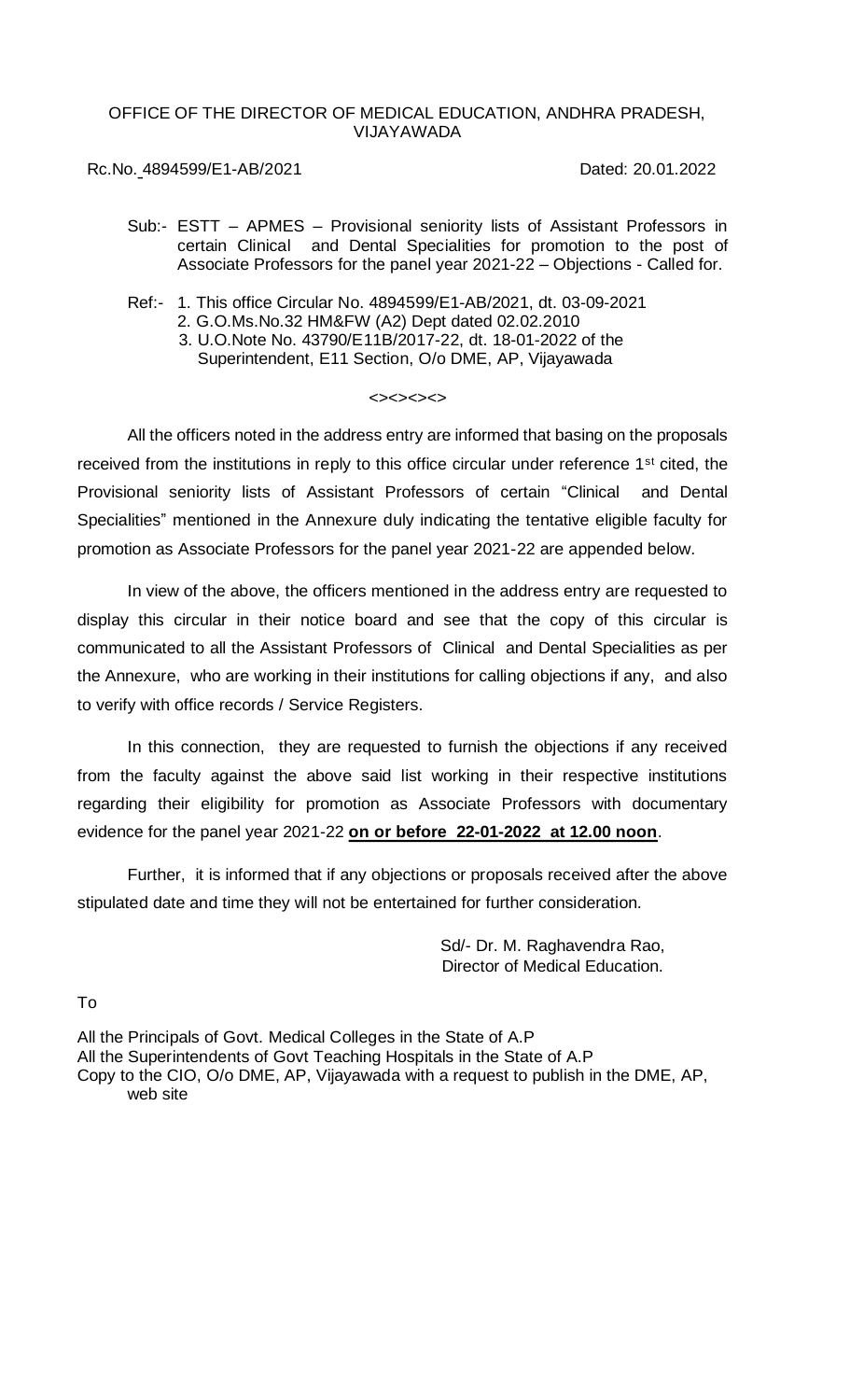OFFICE OF THE DIRECTOR OF MEDICAL EDUCATION, ANDHRA PRADESH, VIJAYAWADA

Rc.No. 4894599/E1-AB/2021 Dated: 20.01.2022

Sub:- ESTT – APMES – Provisional seniority lists of Assistant Professors in certain Clinical and Dental Specialities for promotion to the post of Associate Professors for the panel year 2021-22 – Objections - Called for.

Ref:- 1. This office Circular No. 4894599/E1-AB/2021, dt. 03-09-2021
2. G.O.Ms.No.32 HM&FW (A2) Dept dated 02.02.2010
3. U.O.Note No. 43790/E11B/2017-22, dt. 18-01-2022 of the Superintendent, E11 Section, O/o DME, AP, Vijayawada

<><><><>

All the officers noted in the address entry are informed that basing on the proposals received from the institutions in reply to this office circular under reference 1st cited, the Provisional seniority lists of Assistant Professors of certain "Clinical and Dental Specialities" mentioned in the Annexure duly indicating the tentative eligible faculty for promotion as Associate Professors for the panel year 2021-22 are appended below.

In view of the above, the officers mentioned in the address entry are requested to display this circular in their notice board and see that the copy of this circular is communicated to all the Assistant Professors of Clinical and Dental Specialities as per the Annexure, who are working in their institutions for calling objections if any, and also to verify with office records / Service Registers.

In this connection, they are requested to furnish the objections if any received from the faculty against the above said list working in their respective institutions regarding their eligibility for promotion as Associate Professors with documentary evidence for the panel year 2021-22 **on or before 22-01-2022 at 12.00 noon**.

Further, it is informed that if any objections or proposals received after the above stipulated date and time they will not be entertained for further consideration.

Sd/- Dr. M. Raghavendra Rao,
Director of Medical Education.

To

All the Principals of Govt. Medical Colleges in the State of A.P
All the Superintendents of Govt Teaching Hospitals in the State of A.P
Copy to the CIO, O/o DME, AP, Vijayawada with a request to publish in the DME, AP, web site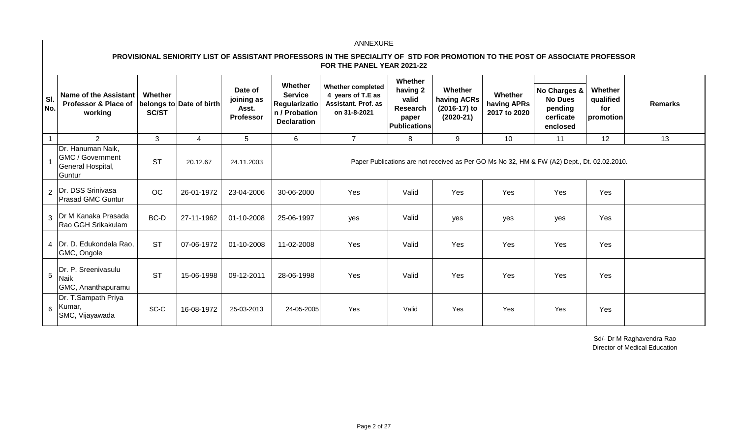ANNEXURE

**PROVISIONAL SENIORITY LIST OF ASSISTANT PROFESSORS IN THE SPECIALITY OF STD FOR PROMOTION TO THE POST OF ASSOCIATE PROFESSOR FOR THE PANEL YEAR 2021-22**

| Sl. No. | Name of the Assistant Professor & Place of working | Whether belongs to SC/ST | Date of birth | Date of joining as Asst. Professor | Whether Service Regularization / Probation Declaration | Whether completed 4 years of T.E as Assistant. Prof. as on 31-8-2021 | Whether having 2 valid Research paper Publications | Whether having ACRs (2016-17) to (2020-21) | Whether having APRs 2017 to 2020 | No Charges & No Dues pending cerficate enclosed | Whether qualified for promotion | Remarks |
|---|---|---|---|---|---|---|---|---|---|---|---|---|
| 1 | 2 | 3 | 4 | 5 | 6 | 7 | 8 | 9 | 10 | 11 | 12 | 13 |
| 1 | Dr. Hanuman Naik, GMC / Government General Hospital, Guntur | ST | 20.12.67 | 24.11.2003 | Paper Publications are not received as Per GO Ms No 32, HM & FW (A2) Dept., Dt. 02.02.2010. | | | | | | | |
| 2 | Dr. DSS Srinivasa Prasad GMC Guntur | OC | 26-01-1972 | 23-04-2006 | 30-06-2000 | Yes | Valid | Yes | Yes | Yes | Yes | |
| 3 | Dr M Kanaka Prasada Rao GGH Srikakulam | BC-D | 27-11-1962 | 01-10-2008 | 25-06-1997 | yes | Valid | yes | yes | yes | Yes | |
| 4 | Dr. D. Edukondala Rao, GMC, Ongole | ST | 07-06-1972 | 01-10-2008 | 11-02-2008 | Yes | Valid | Yes | Yes | Yes | Yes | |
| 5 | Dr. P. Sreenivasulu Naik GMC, Ananthapuramu | ST | 15-06-1998 | 09-12-2011 | 28-06-1998 | Yes | Valid | Yes | Yes | Yes | Yes | |
| 6 | Dr. T.Sampath Priya Kumar, SMC, Vijayawada | SC-C | 16-08-1972 | 25-03-2013 | 24-05-2005 | Yes | Valid | Yes | Yes | Yes | Yes | |

Sd/- Dr M Raghavendra Rao
Director of Medical Education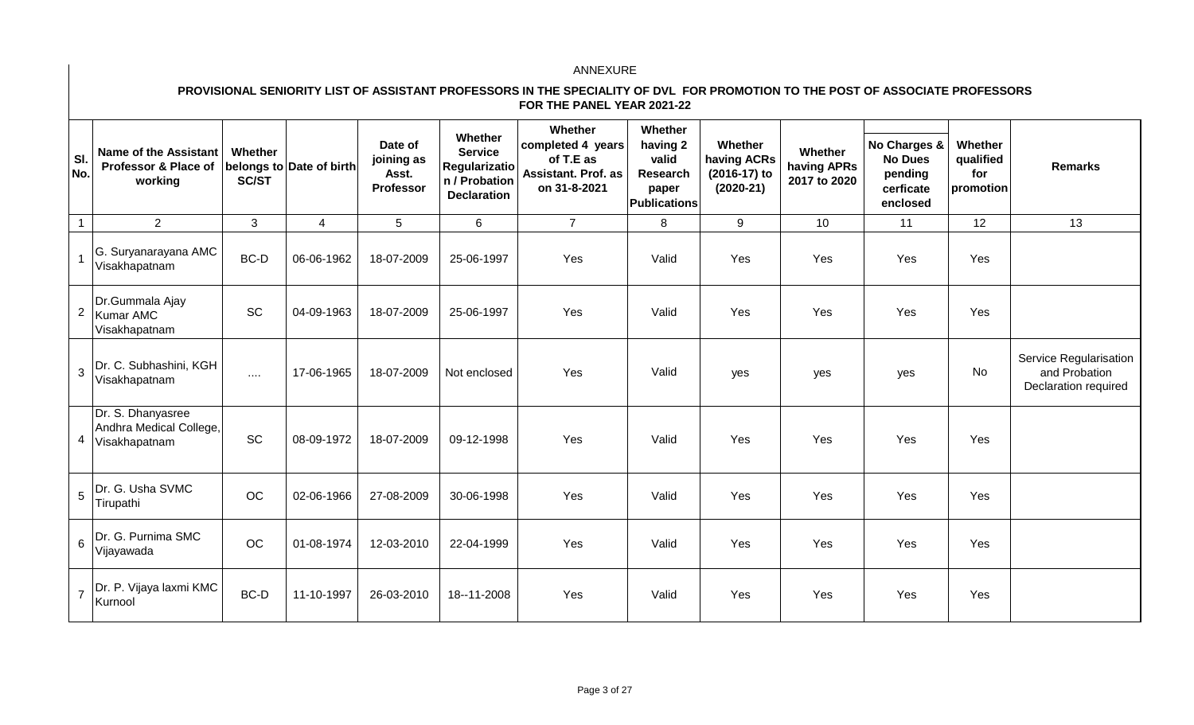ANNEXURE

**PROVISIONAL SENIORITY LIST OF ASSISTANT PROFESSORS IN THE SPECIALITY OF DVL FOR PROMOTION TO THE POST OF ASSOCIATE PROFESSORS FOR THE PANEL YEAR 2021-22**

| Sl. No. | Name of the Assistant Professor & Place of working | Whether belongs to SC/ST | Date of birth | Date of joining as Asst. Professor | Whether Service Regularization / Probation Declaration | Whether completed 4 years of T.E as Assistant. Prof. as on 31-8-2021 | Whether having 2 valid Research paper Publications | Whether having ACRs (2016-17) to (2020-21) | Whether having APRs 2017 to 2020 | No Charges & No Dues pending cerficate enclosed | Whether qualified for promotion | Remarks |
|---|---|---|---|---|---|---|---|---|---|---|---|---|
| 1 | 2 | 3 | 4 | 5 | 6 | 7 | 8 | 9 | 10 | 11 | 12 | 13 |
| 1 | G. Suryanarayana AMC Visakhapatnam | BC-D | 06-06-1962 | 18-07-2009 | 25-06-1997 | Yes | Valid | Yes | Yes | Yes | Yes | |
| 2 | Dr.Gummala Ajay Kumar AMC Visakhapatnam | SC | 04-09-1963 | 18-07-2009 | 25-06-1997 | Yes | Valid | Yes | Yes | Yes | Yes | |
| 3 | Dr. C. Subhashini, KGH Visakhapatnam | .... | 17-06-1965 | 18-07-2009 | Not enclosed | Yes | Valid | yes | yes | yes | No | Service Regularisation and Probation Declaration required |
| 4 | Dr. S. Dhanyasree Andhra Medical College, Visakhapatnam | SC | 08-09-1972 | 18-07-2009 | 09-12-1998 | Yes | Valid | Yes | Yes | Yes | Yes | |
| 5 | Dr. G. Usha SVMC Tirupathi | OC | 02-06-1966 | 27-08-2009 | 30-06-1998 | Yes | Valid | Yes | Yes | Yes | Yes | |
| 6 | Dr. G. Purnima SMC Vijayawada | OC | 01-08-1974 | 12-03-2010 | 22-04-1999 | Yes | Valid | Yes | Yes | Yes | Yes | |
| 7 | Dr. P. Vijaya laxmi KMC Kurnool | BC-D | 11-10-1997 | 26-03-2010 | 18--11-2008 | Yes | Valid | Yes | Yes | Yes | Yes | |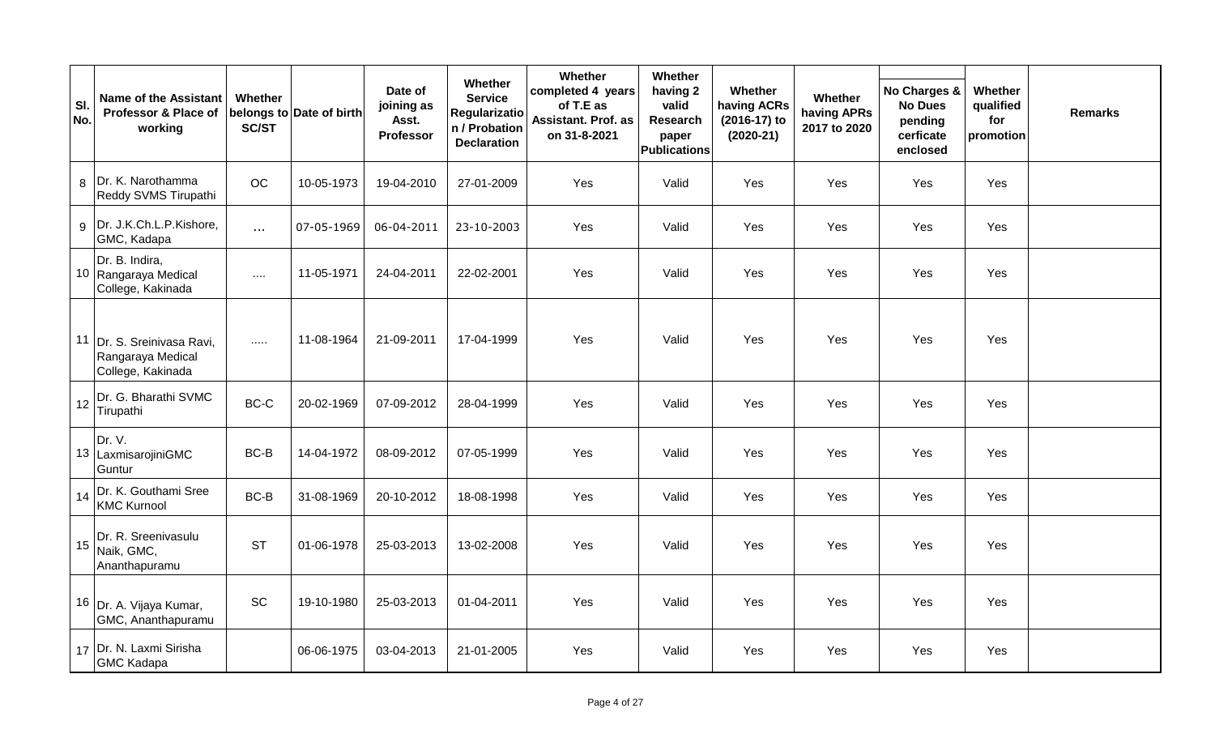| Sl. No. | Name of the Assistant Professor & Place of working | Whether belongs to SC/ST | Date of birth | Date of joining as Asst. Professor | Whether Service Regularization / Probation Declaration | Whether completed 4 years of T.E as Assistant. Prof. as on 31-8-2021 | Whether having 2 valid Research paper Publications | Whether having ACRs (2016-17) to (2020-21) | Whether having APRs 2017 to 2020 | No Charges & No Dues pending cerficate enclosed | Whether qualified for promotion | Remarks |
|---|---|---|---|---|---|---|---|---|---|---|---|---|
| 8 | Dr. K. Narothamma Reddy SVMS Tirupathi | OC | 10-05-1973 | 19-04-2010 | 27-01-2009 | Yes | Valid | Yes | Yes | Yes | Yes | |
| 9 | Dr. J.K.Ch.L.P.Kishore, GMC, Kadapa | ... | 07-05-1969 | 06-04-2011 | 23-10-2003 | Yes | Valid | Yes | Yes | Yes | Yes | |
| 10 | Dr. B. Indira, Rangaraya Medical College, Kakinada | .... | 11-05-1971 | 24-04-2011 | 22-02-2001 | Yes | Valid | Yes | Yes | Yes | Yes | |
| 11 | Dr. S. Sreinivasa Ravi, Rangaraya Medical College, Kakinada | ..... | 11-08-1964 | 21-09-2011 | 17-04-1999 | Yes | Valid | Yes | Yes | Yes | Yes | |
| 12 | Dr. G. Bharathi SVMC Tirupathi | BC-C | 20-02-1969 | 07-09-2012 | 28-04-1999 | Yes | Valid | Yes | Yes | Yes | Yes | |
| 13 | Dr. V. LaxmisarojiniGMC Guntur | BC-B | 14-04-1972 | 08-09-2012 | 07-05-1999 | Yes | Valid | Yes | Yes | Yes | Yes | |
| 14 | Dr. K. Gouthami Sree KMC Kurnool | BC-B | 31-08-1969 | 20-10-2012 | 18-08-1998 | Yes | Valid | Yes | Yes | Yes | Yes | |
| 15 | Dr. R. Sreenivasulu Naik, GMC, Ananthapuramu | ST | 01-06-1978 | 25-03-2013 | 13-02-2008 | Yes | Valid | Yes | Yes | Yes | Yes | |
| 16 | Dr. A. Vijaya Kumar, GMC, Ananthapuramu | SC | 19-10-1980 | 25-03-2013 | 01-04-2011 | Yes | Valid | Yes | Yes | Yes | Yes | |
| 17 | Dr. N. Laxmi Sirisha GMC Kadapa | | 06-06-1975 | 03-04-2013 | 21-01-2005 | Yes | Valid | Yes | Yes | Yes | Yes | |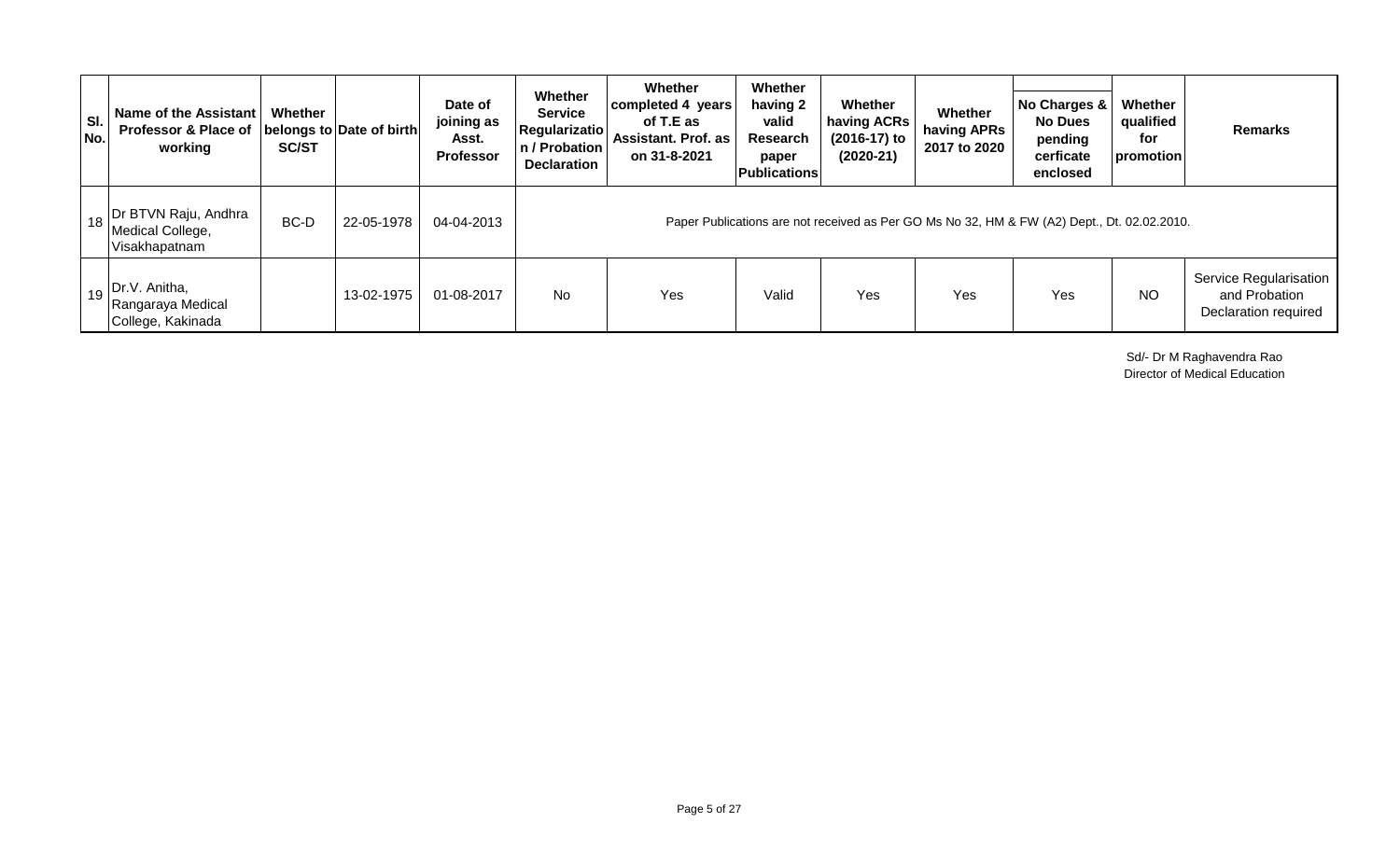| Sl. No. | Name of the Assistant Professor & Place of working | Whether belongs to SC/ST | Date of birth | Date of joining as Asst. Professor | Whether Service Regularization / Probation Declaration | Whether completed 4 years of T.E as Assistant. Prof. as on 31-8-2021 | Whether having 2 valid Research paper Publications | Whether having ACRs (2016-17) to (2020-21) | Whether having APRs 2017 to 2020 | No Charges & No Dues pending cerficate enclosed | Whether qualified for promotion | Remarks |
|---|---|---|---|---|---|---|---|---|---|---|---|---|
| 18 | Dr BTVN Raju, Andhra Medical College, Visakhapatnam | BC-D | 22-05-1978 | 04-04-2013 | Paper Publications are not received as Per GO Ms No 32, HM & FW (A2) Dept., Dt. 02.02.2010. | | | | | | | |
| 19 | Dr.V. Anitha, Rangaraya Medical College, Kakinada | | 13-02-1975 | 01-08-2017 | No | Yes | Valid | Yes | Yes | Yes | NO | Service Regularisation and Probation Declaration required |

Sd/- Dr M Raghavendra Rao
Director of Medical Education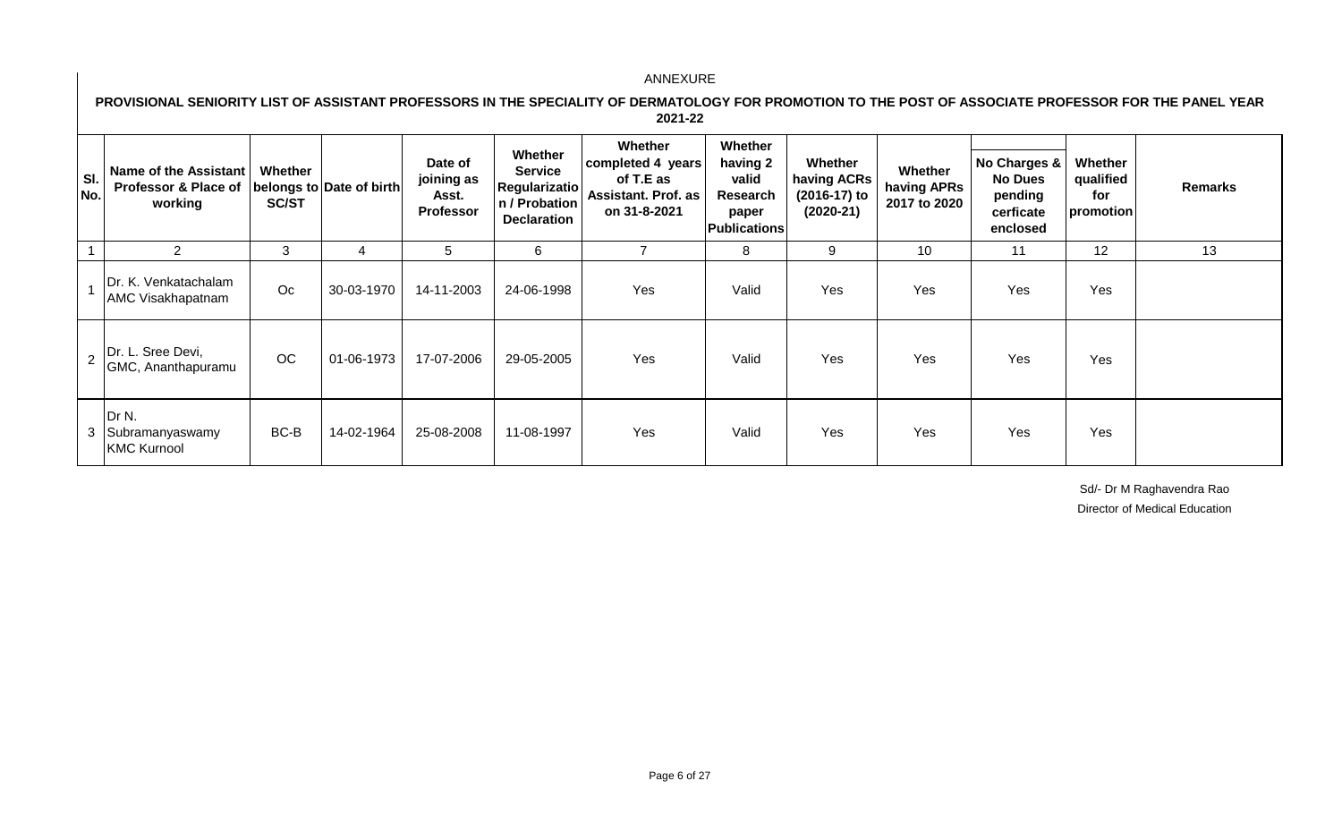ANNEXURE

**PROVISIONAL SENIORITY LIST OF ASSISTANT PROFESSORS IN THE SPECIALITY OF DERMATOLOGY FOR PROMOTION TO THE POST OF ASSOCIATE PROFESSOR FOR THE PANEL YEAR 2021-22**

| Sl. No. | Name of the Assistant Professor & Place of working | Whether belongs to SC/ST | Date of birth | Date of joining as Asst. Professor | Whether Service Regularization / Probation Declaration | Whether completed 4 years of T.E as Assistant. Prof. as on 31-8-2021 | Whether having 2 valid Research paper Publications | Whether having ACRs (2016-17) to (2020-21) | Whether having APRs 2017 to 2020 | No Charges & No Dues pending cerficate enclosed | Whether qualified for promotion | Remarks |
|---|---|---|---|---|---|---|---|---|---|---|---|---|
| 1 | 2 | 3 | 4 | 5 | 6 | 7 | 8 | 9 | 10 | 11 | 12 | 13 |
| 1 | Dr. K. Venkatachalam AMC Visakhapatnam | Oc | 30-03-1970 | 14-11-2003 | 24-06-1998 | Yes | Valid | Yes | Yes | Yes | Yes | |
| 2 | Dr. L. Sree Devi, GMC, Ananthapuramu | OC | 01-06-1973 | 17-07-2006 | 29-05-2005 | Yes | Valid | Yes | Yes | Yes | Yes | |
| 3 | Dr N. Subramanyaswamy KMC Kurnool | BC-B | 14-02-1964 | 25-08-2008 | 11-08-1997 | Yes | Valid | Yes | Yes | Yes | Yes | |

Sd/- Dr M Raghavendra Rao
Director of Medical Education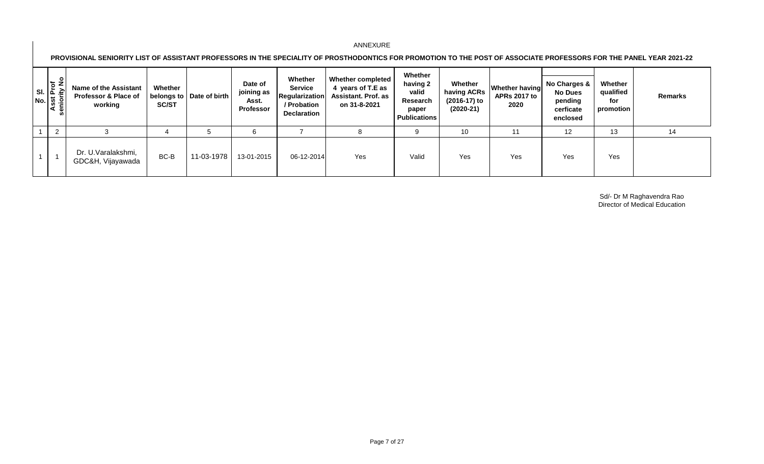ANNEXURE

**PROVISIONAL SENIORITY LIST OF ASSISTANT PROFESSORS IN THE SPECIALITY OF PROSTHODONTICS FOR PROMOTION TO THE POST OF ASSOCIATE PROFESSORS FOR THE PANEL YEAR 2021-22**

| Sl. No. | Asst Prof seniority No | Name of the Assistant Professor & Place of working | Whether belongs to SC/ST | Date of birth | Date of joining as Asst. Professor | Whether Service Regularization / Probation Declaration | Whether completed 4 years of T.E as Assistant. Prof. as on 31-8-2021 | Whether having 2 valid Research paper Publications | Whether having ACRs (2016-17) to (2020-21) | Whether having APRs 2017 to 2020 | No Charges & No Dues pending cerficate enclosed | Whether qualified for promotion | Remarks |
|---|---|---|---|---|---|---|---|---|---|---|---|---|---|
| 1 | 2 | 3 | 4 | 5 | 6 | 7 | 8 | 9 | 10 | 11 | 12 | 13 | 14 |
| 1 | 1 | Dr. U.Varalakshmi, GDC&H, Vijayawada | BC-B | 11-03-1978 | 13-01-2015 | 06-12-2014 | Yes | Valid | Yes | Yes | Yes | Yes | |

Sd/- Dr M Raghavendra Rao
Director of Medical Education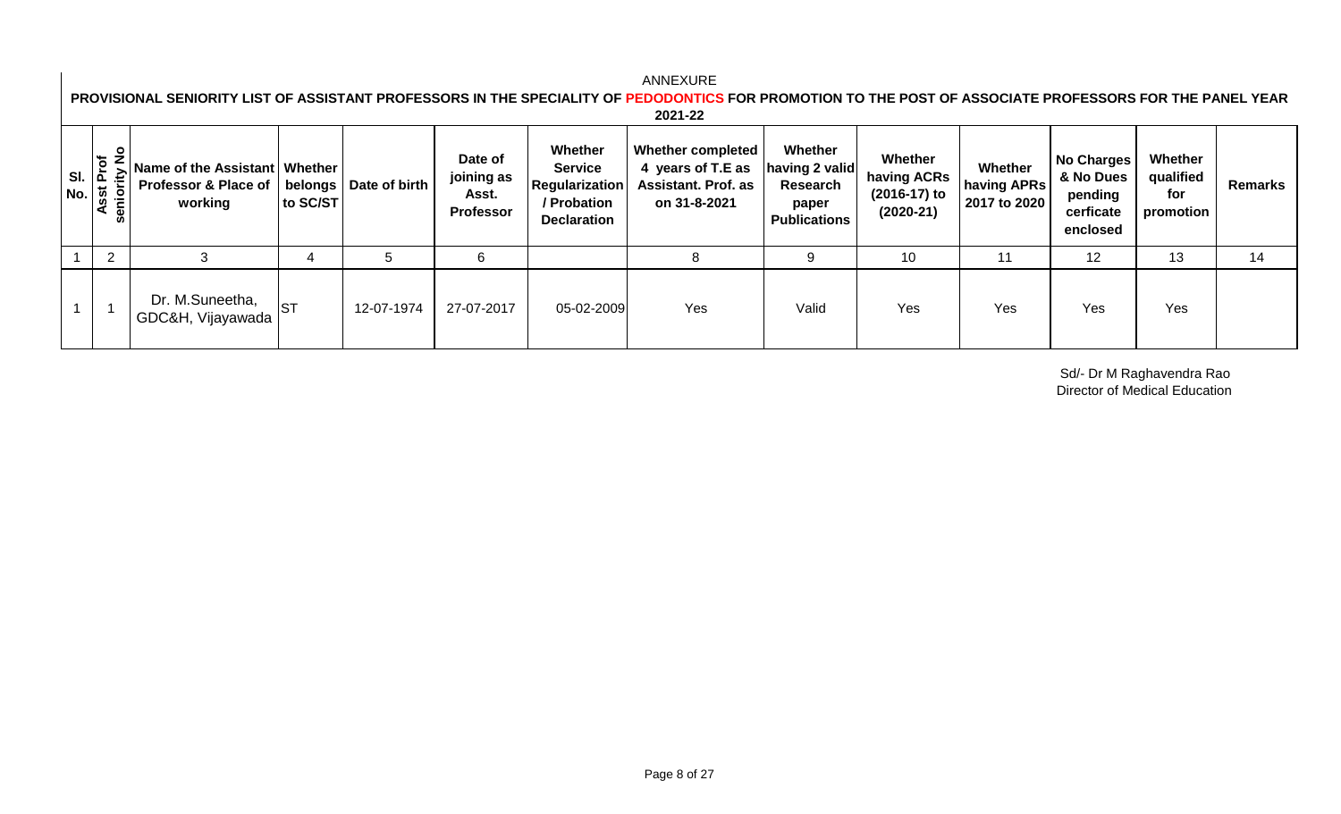ANNEXURE

**PROVISIONAL SENIORITY LIST OF ASSISTANT PROFESSORS IN THE SPECIALITY OF PEDODONTICS FOR PROMOTION TO THE POST OF ASSOCIATE PROFESSORS FOR THE PANEL YEAR 2021-22**

| Sl. No. | Asst Prof seniority No | Name of the Assistant Professor & Place of working | Whether belongs to SC/ST | Date of birth | Date of joining as Asst. Professor | Whether Service Regularization / Probation Declaration | Whether completed 4 years of T.E as Assistant. Prof. as on 31-8-2021 | Whether having 2 valid Research paper Publications | Whether having ACRs (2016-17) to (2020-21) | Whether having APRs 2017 to 2020 | No Charges & No Dues pending cerficate enclosed | Whether qualified for promotion | Remarks |
|---|---|---|---|---|---|---|---|---|---|---|---|---|---|
| 1 | 2 | 3 | 4 | 5 | 6 | | 8 | 9 | 10 | 11 | 12 | 13 | 14 |
| 1 | 1 | Dr. M.Suneetha, GDC&H, Vijayawada | ST | 12-07-1974 | 27-07-2017 | 05-02-2009 | Yes | Valid | Yes | Yes | Yes | Yes | |

Sd/- Dr M Raghavendra Rao
Director of Medical Education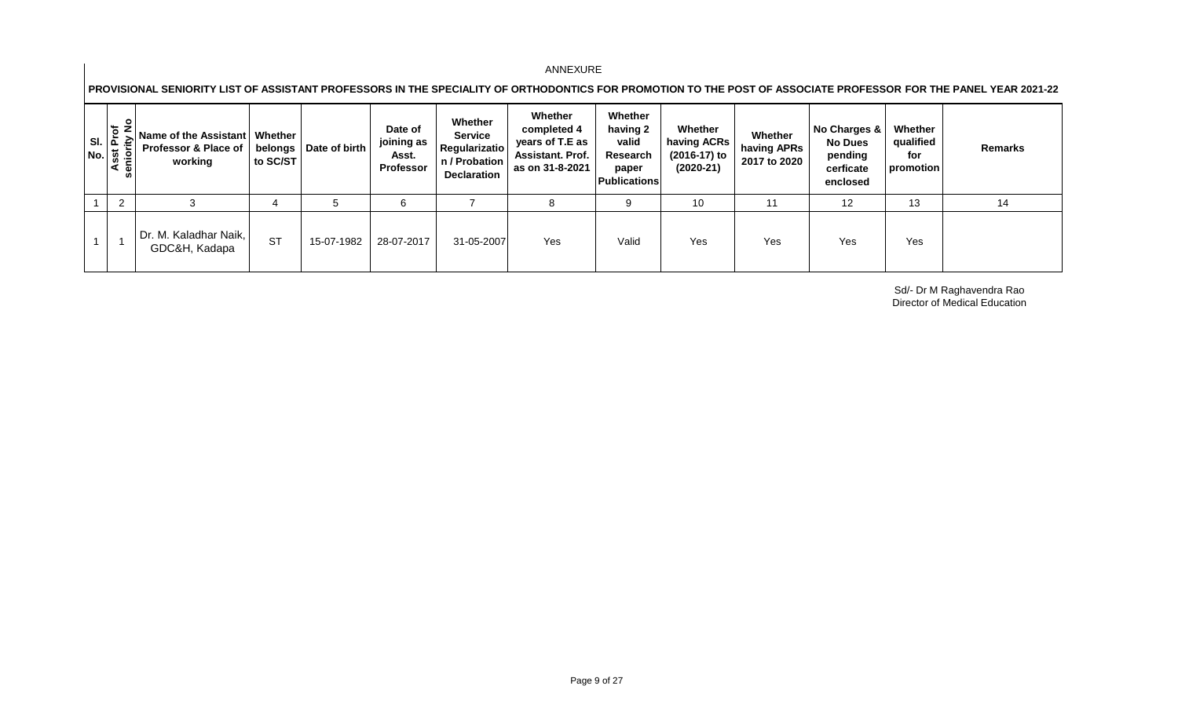ANNEXURE

**PROVISIONAL SENIORITY LIST OF ASSISTANT PROFESSORS IN THE SPECIALITY OF ORTHODONTICS FOR PROMOTION TO THE POST OF ASSOCIATE PROFESSOR FOR THE PANEL YEAR 2021-22**

| Sl. No. | Asst Prof seniority No | Name of the Assistant Professor & Place of working | Whether belongs to SC/ST | Date of birth | Date of joining as Asst. Professor | Whether Service Regularization / Probation Declaration | Whether completed 4 years of T.E as Assistant. Prof. as on 31-8-2021 | Whether having 2 valid Research paper Publications | Whether having ACRs (2016-17) to (2020-21) | Whether having APRs 2017 to 2020 | No Charges & No Dues pending cerficate enclosed | Whether qualified for promotion | Remarks |
|---|---|---|---|---|---|---|---|---|---|---|---|---|---|
| 1 | 2 | 3 | 4 | 5 | 6 | 7 | 8 | 9 | 10 | 11 | 12 | 13 | 14 |
| 1 | 1 | Dr. M. Kaladhar Naik, GDC&H, Kadapa | ST | 15-07-1982 | 28-07-2017 | 31-05-2007 | Yes | Valid | Yes | Yes | Yes | Yes | |

Sd/- Dr M Raghavendra Rao
Director of Medical Education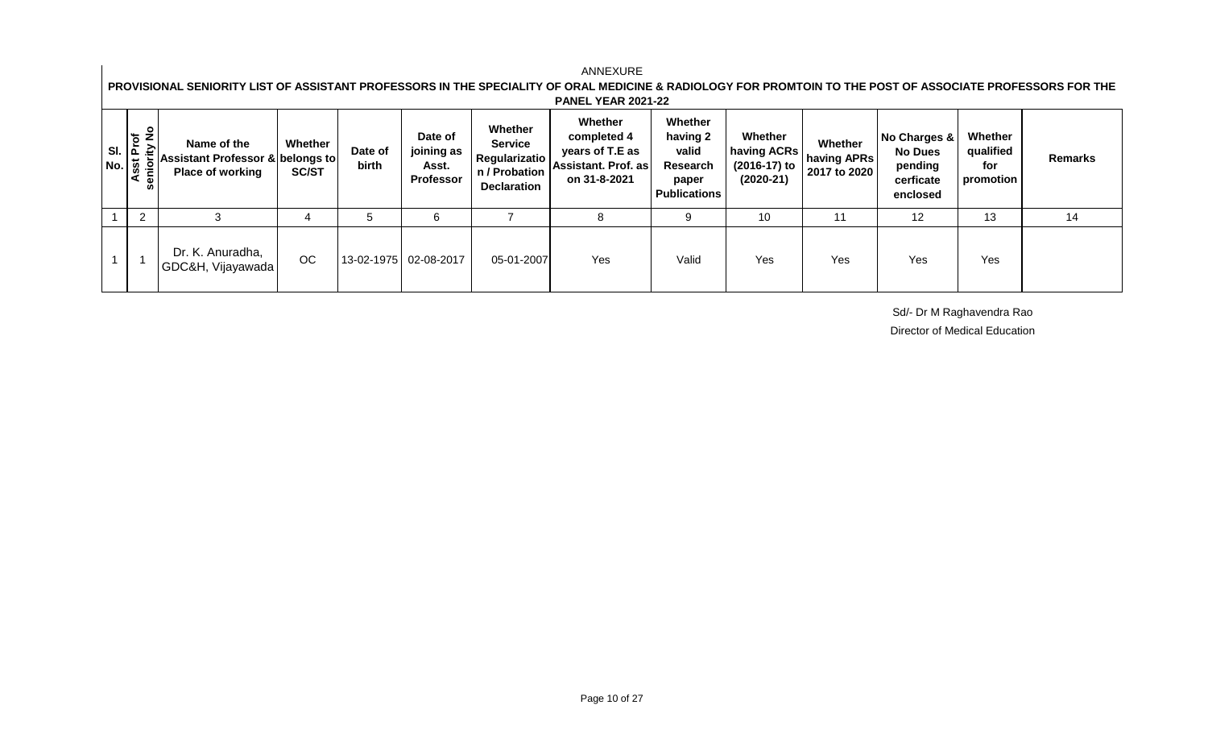ANNEXURE

**PROVISIONAL SENIORITY LIST OF ASSISTANT PROFESSORS IN THE SPECIALITY OF ORAL MEDICINE & RADIOLOGY FOR PROMTOIN TO THE POST OF ASSOCIATE PROFESSORS FOR THE PANEL YEAR 2021-22**

| Sl. No. | Asst Prof seniority No | Name of the Assistant Professor & Place of working | Whether belongs to SC/ST | Date of birth | Date of joining as Asst. Professor | Whether Service Regularization / Probation Declaration | Whether completed 4 years of T.E as Assistant. Prof. as on 31-8-2021 | Whether having 2 valid Research paper Publications | Whether having ACRs (2016-17) to (2020-21) | Whether having APRs 2017 to 2020 | No Charges & No Dues pending cerficate enclosed | Whether qualified for promotion | Remarks |
|---|---|---|---|---|---|---|---|---|---|---|---|---|---|
| 1 | 2 | 3 | 4 | 5 | 6 | 7 | 8 | 9 | 10 | 11 | 12 | 13 | 14 |
| 1 | 1 | Dr. K. Anuradha, GDC&H, Vijayawada | OC | 13-02-1975 | 02-08-2017 | 05-01-2007 | Yes | Valid | Yes | Yes | Yes | Yes | |

Sd/- Dr M Raghavendra Rao
Director of Medical Education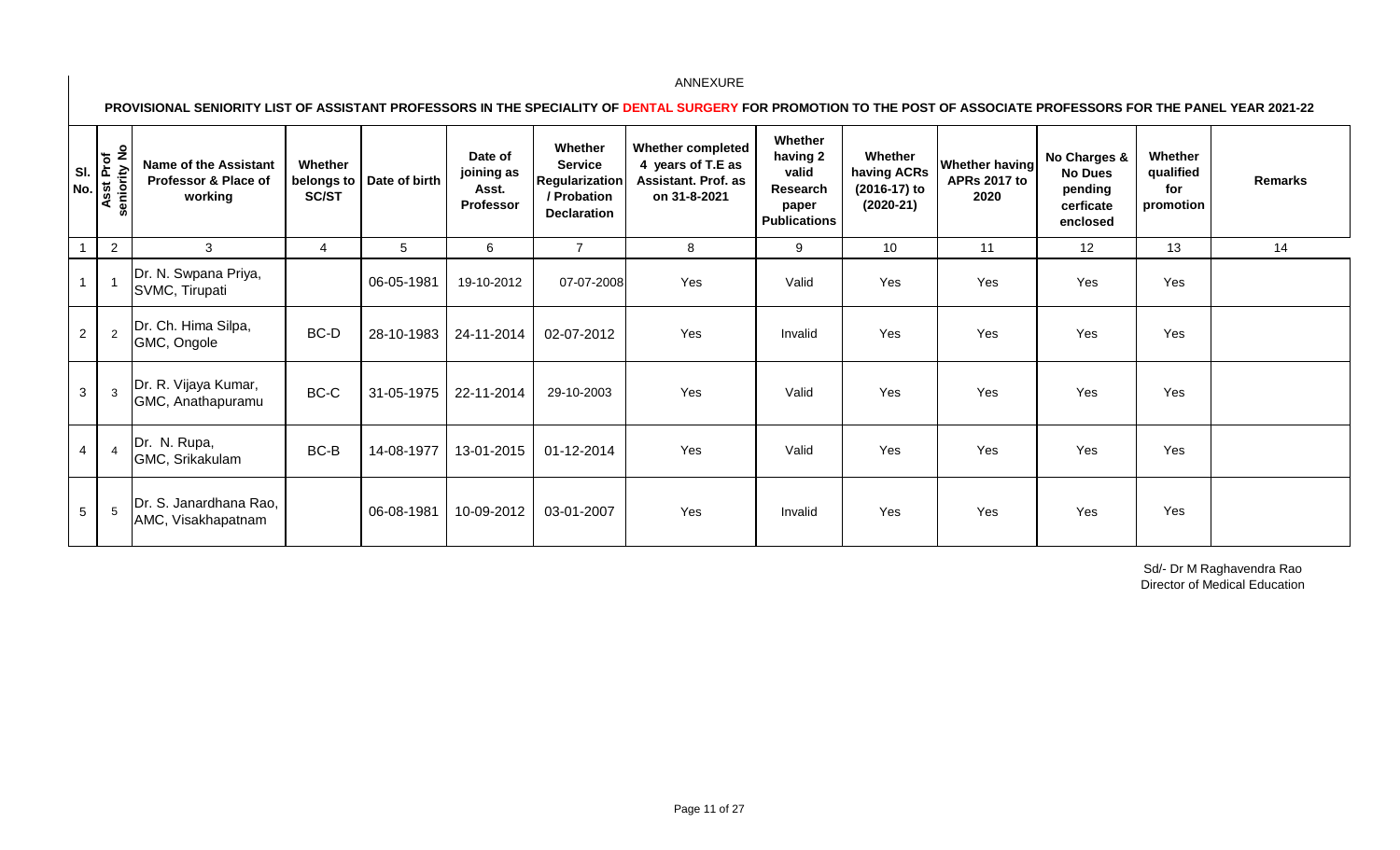ANNEXURE

**PROVISIONAL SENIORITY LIST OF ASSISTANT PROFESSORS IN THE SPECIALITY OF DENTAL SURGERY FOR PROMOTION TO THE POST OF ASSOCIATE PROFESSORS FOR THE PANEL YEAR 2021-22**

| Sl. No. | Asst Prof seniority No | Name of the Assistant Professor & Place of working | Whether belongs to SC/ST | Date of birth | Date of joining as Asst. Professor | Whether Service Regularization / Probation Declaration | Whether completed 4 years of T.E as Assistant. Prof. as on 31-8-2021 | Whether having 2 valid Research paper Publications | Whether having ACRs (2016-17) to (2020-21) | Whether having APRs 2017 to 2020 | No Charges & No Dues pending cerficate enclosed | Whether qualified for promotion | Remarks |
|---|---|---|---|---|---|---|---|---|---|---|---|---|---|
| 1 | 2 | 3 | 4 | 5 | 6 | 7 | 8 | 9 | 10 | 11 | 12 | 13 | 14 |
| 1 | 1 | Dr. N. Swpana Priya, SVMC, Tirupati | | 06-05-1981 | 19-10-2012 | 07-07-2008 | Yes | Valid | Yes | Yes | Yes | Yes | |
| 2 | 2 | Dr. Ch. Hima Silpa, GMC, Ongole | BC-D | 28-10-1983 | 24-11-2014 | 02-07-2012 | Yes | Invalid | Yes | Yes | Yes | Yes | |
| 3 | 3 | Dr. R. Vijaya Kumar, GMC, Anathapuramu | BC-C | 31-05-1975 | 22-11-2014 | 29-10-2003 | Yes | Valid | Yes | Yes | Yes | Yes | |
| 4 | 4 | Dr. N. Rupa, GMC, Srikakulam | BC-B | 14-08-1977 | 13-01-2015 | 01-12-2014 | Yes | Valid | Yes | Yes | Yes | Yes | |
| 5 | 5 | Dr. S. Janardhana Rao, AMC, Visakhapatnam | | 06-08-1981 | 10-09-2012 | 03-01-2007 | Yes | Invalid | Yes | Yes | Yes | Yes | |

Sd/- Dr M Raghavendra Rao
Director of Medical Education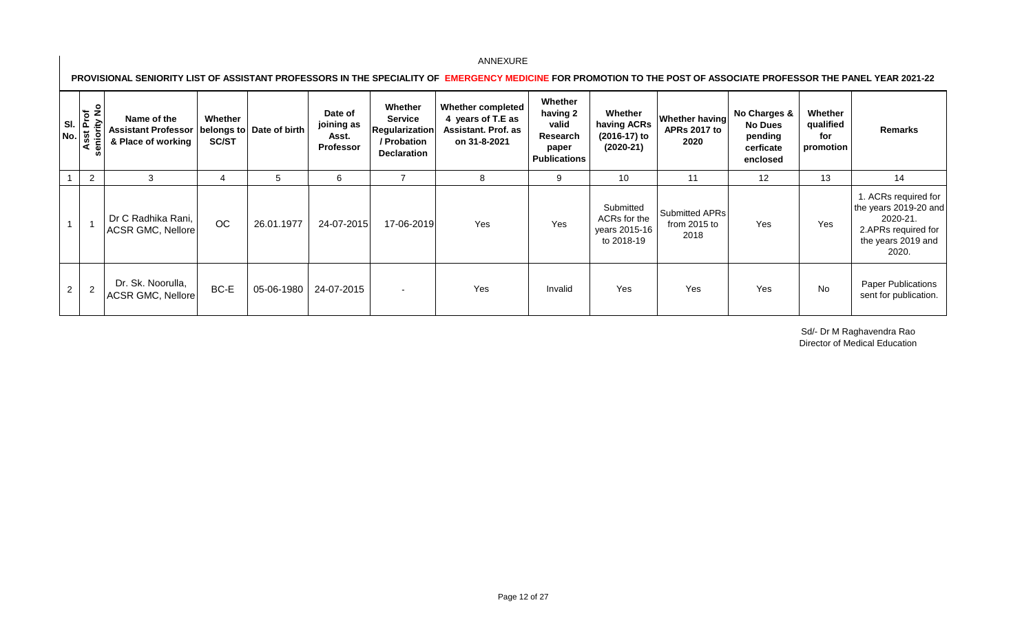ANNEXURE

**PROVISIONAL SENIORITY LIST OF ASSISTANT PROFESSORS IN THE SPECIALITY OF EMERGENCY MEDICINE FOR PROMOTION TO THE POST OF ASSOCIATE PROFESSOR THE PANEL YEAR 2021-22**

| Sl. No. | Asst Prof seniority No | Name of the Assistant Professor & Place of working | Whether belongs to SC/ST | Date of birth | Date of joining as Asst. Professor | Whether Service Regularization / Probation Declaration | Whether completed 4 years of T.E as Assistant. Prof. as on 31-8-2021 | Whether having 2 valid Research paper Publications | Whether having ACRs (2016-17) to (2020-21) | Whether having APRs 2017 to 2020 | No Charges & No Dues pending cerficate enclosed | Whether qualified for promotion | Remarks |
|---|---|---|---|---|---|---|---|---|---|---|---|---|---|
| 1 | 2 | 3 | 4 | 5 | 6 | 7 | 8 | 9 | 10 | 11 | 12 | 13 | 14 |
| 1 | 1 | Dr C Radhika Rani, ACSR GMC, Nellore | OC | 26.01.1977 | 24-07-2015 | 17-06-2019 | Yes | Yes | Submitted ACRs for the years 2015-16 to 2018-19 | Submitted APRs from 2015 to 2018 | Yes | Yes | 1. ACRs required for the years 2019-20 and 2020-21. 2.APRs required for the years 2019 and 2020. |
| 2 | 2 | Dr. Sk. Noorulla, ACSR GMC, Nellore | BC-E | 05-06-1980 | 24-07-2015 | - | Yes | Invalid | Yes | Yes | Yes | No | Paper Publications sent for publication. |

Sd/- Dr M Raghavendra Rao
Director of Medical Education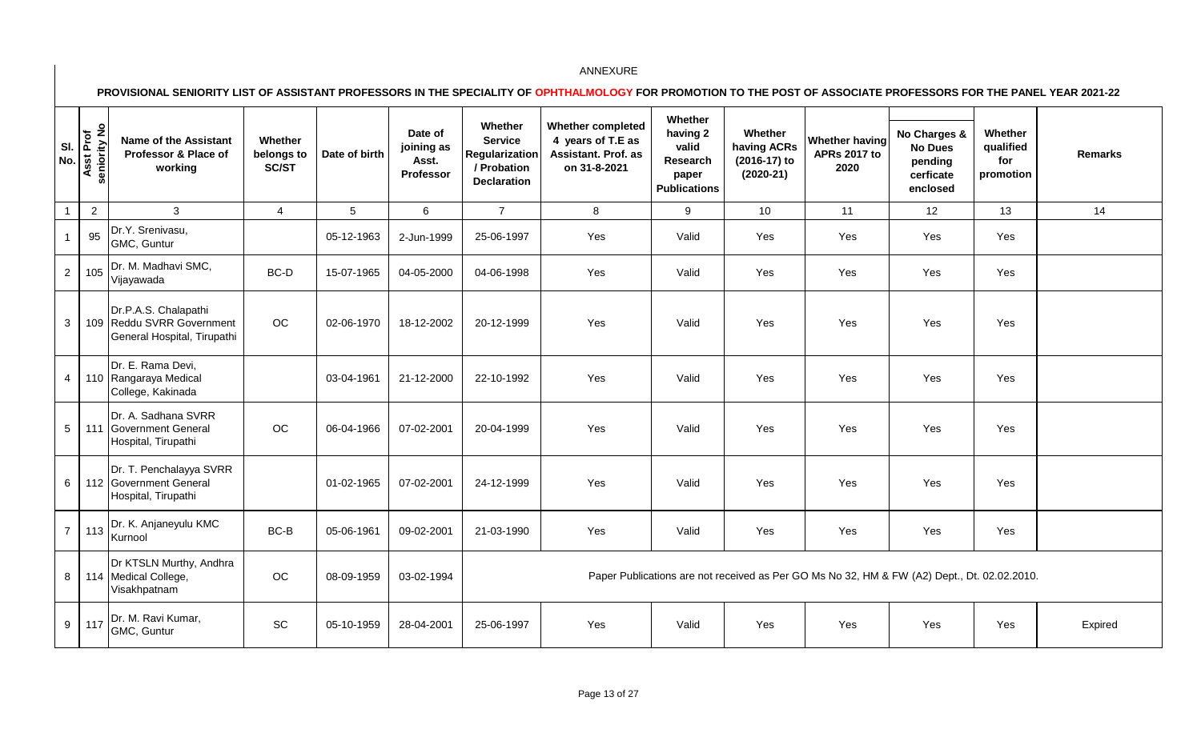ANNEXURE

**PROVISIONAL SENIORITY LIST OF ASSISTANT PROFESSORS IN THE SPECIALITY OF OPHTHALMOLOGY FOR PROMOTION TO THE POST OF ASSOCIATE PROFESSORS FOR THE PANEL YEAR 2021-22**

| Sl. No. | Asst Prof seniority No | Name of the Assistant Professor & Place of working | Whether belongs to SC/ST | Date of birth | Date of joining as Asst. Professor | Whether Service Regularization / Probation Declaration | Whether completed 4 years of T.E as Assistant. Prof. as on 31-8-2021 | Whether having 2 valid Research paper Publications | Whether having ACRs (2016-17) to (2020-21) | Whether having APRs 2017 to 2020 | No Charges & No Dues pending cerficate enclosed | Whether qualified for promotion | Remarks |
|---|---|---|---|---|---|---|---|---|---|---|---|---|---|
| 1 | 2 | 3 | 4 | 5 | 6 | 7 | 8 | 9 | 10 | 11 | 12 | 13 | 14 |
| 1 | 95 | Dr.Y. Srenivasu, GMC, Guntur | | 05-12-1963 | 2-Jun-1999 | 25-06-1997 | Yes | Valid | Yes | Yes | Yes | Yes | |
| 2 | 105 | Dr. M. Madhavi SMC, Vijayawada | BC-D | 15-07-1965 | 04-05-2000 | 04-06-1998 | Yes | Valid | Yes | Yes | Yes | Yes | |
| 3 | 109 | Dr.P.A.S. Chalapathi Reddu SVRR Government General Hospital, Tirupathi | OC | 02-06-1970 | 18-12-2002 | 20-12-1999 | Yes | Valid | Yes | Yes | Yes | Yes | |
| 4 | 110 | Dr. E. Rama Devi, Rangaraya Medical College, Kakinada | | 03-04-1961 | 21-12-2000 | 22-10-1992 | Yes | Valid | Yes | Yes | Yes | Yes | |
| 5 | 111 | Dr. A. Sadhana SVRR Government General Hospital, Tirupathi | OC | 06-04-1966 | 07-02-2001 | 20-04-1999 | Yes | Valid | Yes | Yes | Yes | Yes | |
| 6 | 112 | Dr. T. Penchalayya SVRR Government General Hospital, Tirupathi | | 01-02-1965 | 07-02-2001 | 24-12-1999 | Yes | Valid | Yes | Yes | Yes | Yes | |
| 7 | 113 | Dr. K. Anjaneyulu KMC Kurnool | BC-B | 05-06-1961 | 09-02-2001 | 21-03-1990 | Yes | Valid | Yes | Yes | Yes | Yes | |
| 8 | 114 | Dr KTSLN Murthy, Andhra Medical College, Visakhpatnam | OC | 08-09-1959 | 03-02-1994 | Paper Publications are not received as Per GO Ms No 32, HM & FW (A2) Dept., Dt. 02.02.2010. | | | | | | | |
| 9 | 117 | Dr. M. Ravi Kumar, GMC, Guntur | SC | 05-10-1959 | 28-04-2001 | 25-06-1997 | Yes | Valid | Yes | Yes | Yes | Yes | Expired |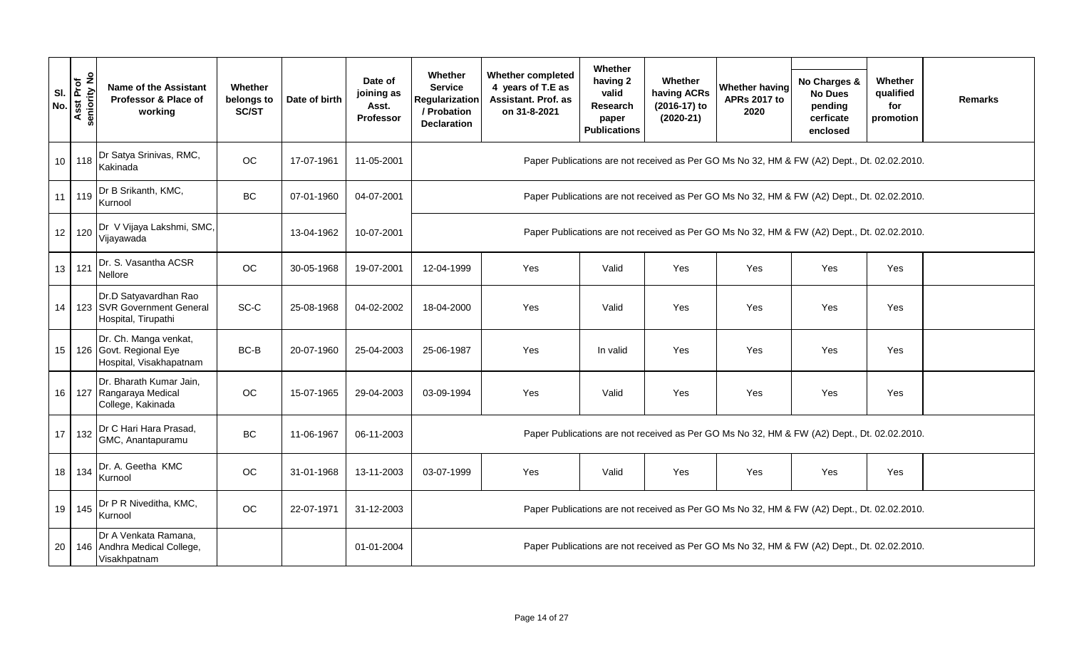| Sl. No. | Asst Prof seniority No | Name of the Assistant Professor & Place of working | Whether belongs to SC/ST | Date of birth | Date of joining as Asst. Professor | Whether Service Regularization / Probation Declaration | Whether completed 4 years of T.E as Assistant. Prof. as on 31-8-2021 | Whether having 2 valid Research paper Publications | Whether having ACRs (2016-17) to (2020-21) | Whether having APRs 2017 to 2020 | No Charges & No Dues pending cerficate enclosed | Whether qualified for promotion | Remarks |
|---|---|---|---|---|---|---|---|---|---|---|---|---|---|
| 10 | 118 | Dr Satya Srinivas, RMC, Kakinada | OC | 17-07-1961 | 11-05-2001 | Paper Publications are not received as Per GO Ms No 32, HM & FW (A2) Dept., Dt. 02.02.2010. | | | | | | | |
| 11 | 119 | Dr B Srikanth, KMC, Kurnool | BC | 07-01-1960 | 04-07-2001 | Paper Publications are not received as Per GO Ms No 32, HM & FW (A2) Dept., Dt. 02.02.2010. | | | | | | | |
| 12 | 120 | Dr V Vijaya Lakshmi, SMC, Vijayawada | | 13-04-1962 | 10-07-2001 | Paper Publications are not received as Per GO Ms No 32, HM & FW (A2) Dept., Dt. 02.02.2010. | | | | | | | |
| 13 | 121 | Dr. S. Vasantha ACSR Nellore | OC | 30-05-1968 | 19-07-2001 | 12-04-1999 | Yes | Valid | Yes | Yes | Yes | Yes | |
| 14 | 123 | Dr.D Satyavardhan Rao SVR Government General Hospital, Tirupathi | SC-C | 25-08-1968 | 04-02-2002 | 18-04-2000 | Yes | Valid | Yes | Yes | Yes | Yes | |
| 15 | 126 | Dr. Ch. Manga venkat, Govt. Regional Eye Hospital, Visakhapatnam | BC-B | 20-07-1960 | 25-04-2003 | 25-06-1987 | Yes | In valid | Yes | Yes | Yes | Yes | |
| 16 | 127 | Dr. Bharath Kumar Jain, Rangaraya Medical College, Kakinada | OC | 15-07-1965 | 29-04-2003 | 03-09-1994 | Yes | Valid | Yes | Yes | Yes | Yes | |
| 17 | 132 | Dr C Hari Hara Prasad, GMC, Anantapuramu | BC | 11-06-1967 | 06-11-2003 | Paper Publications are not received as Per GO Ms No 32, HM & FW (A2) Dept., Dt. 02.02.2010. | | | | | | | |
| 18 | 134 | Dr. A. Geetha KMC Kurnool | OC | 31-01-1968 | 13-11-2003 | 03-07-1999 | Yes | Valid | Yes | Yes | Yes | Yes | |
| 19 | 145 | Dr P R Niveditha, KMC, Kurnool | OC | 22-07-1971 | 31-12-2003 | Paper Publications are not received as Per GO Ms No 32, HM & FW (A2) Dept., Dt. 02.02.2010. | | | | | | | |
| 20 | 146 | Dr A Venkata Ramana, Andhra Medical College, Visakhpatnam | | | 01-01-2004 | Paper Publications are not received as Per GO Ms No 32, HM & FW (A2) Dept., Dt. 02.02.2010. | | | | | | | |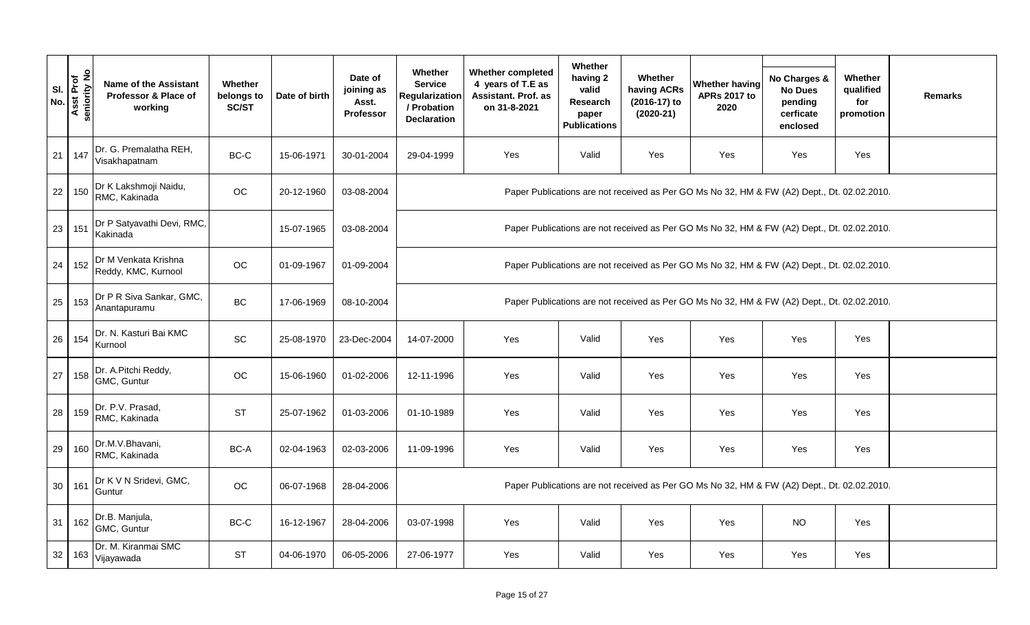| Sl. No. | Asst Prof seniority No | Name of the Assistant Professor & Place of working | Whether belongs to SC/ST | Date of birth | Date of joining as Asst. Professor | Whether Service Regularization / Probation Declaration | Whether completed 4 years of T.E as Assistant. Prof. as on 31-8-2021 | Whether having 2 valid Research paper Publications | Whether having ACRs (2016-17) to (2020-21) | Whether having APRs 2017 to 2020 | No Charges & No Dues pending cerficate enclosed | Whether qualified for promotion | Remarks |
|---|---|---|---|---|---|---|---|---|---|---|---|---|---|
| 21 | 147 | Dr. G. Premalatha REH, Visakhapatnam | BC-C | 15-06-1971 | 30-01-2004 | 29-04-1999 | Yes | Valid | Yes | Yes | Yes | Yes | |
| 22 | 150 | Dr K Lakshmoji Naidu, RMC, Kakinada | OC | 20-12-1960 | 03-08-2004 | Paper Publications are not received as Per GO Ms No 32, HM & FW (A2) Dept., Dt. 02.02.2010. | | | | | | | |
| 23 | 151 | Dr P Satyavathi Devi, RMC, Kakinada | | 15-07-1965 | 03-08-2004 | Paper Publications are not received as Per GO Ms No 32, HM & FW (A2) Dept., Dt. 02.02.2010. | | | | | | | |
| 24 | 152 | Dr M Venkata Krishna Reddy, KMC, Kurnool | OC | 01-09-1967 | 01-09-2004 | Paper Publications are not received as Per GO Ms No 32, HM & FW (A2) Dept., Dt. 02.02.2010. | | | | | | | |
| 25 | 153 | Dr P R Siva Sankar, GMC, Anantapuramu | BC | 17-06-1969 | 08-10-2004 | Paper Publications are not received as Per GO Ms No 32, HM & FW (A2) Dept., Dt. 02.02.2010. | | | | | | | |
| 26 | 154 | Dr. N. Kasturi Bai KMC Kurnool | SC | 25-08-1970 | 23-Dec-2004 | 14-07-2000 | Yes | Valid | Yes | Yes | Yes | Yes | |
| 27 | 158 | Dr. A.Pitchi Reddy, GMC, Guntur | OC | 15-06-1960 | 01-02-2006 | 12-11-1996 | Yes | Valid | Yes | Yes | Yes | Yes | |
| 28 | 159 | Dr. P.V. Prasad, RMC, Kakinada | ST | 25-07-1962 | 01-03-2006 | 01-10-1989 | Yes | Valid | Yes | Yes | Yes | Yes | |
| 29 | 160 | Dr.M.V.Bhavani, RMC, Kakinada | BC-A | 02-04-1963 | 02-03-2006 | 11-09-1996 | Yes | Valid | Yes | Yes | Yes | Yes | |
| 30 | 161 | Dr K V N Sridevi, GMC, Guntur | OC | 06-07-1968 | 28-04-2006 | Paper Publications are not received as Per GO Ms No 32, HM & FW (A2) Dept., Dt. 02.02.2010. | | | | | | | |
| 31 | 162 | Dr.B. Manjula, GMC, Guntur | BC-C | 16-12-1967 | 28-04-2006 | 03-07-1998 | Yes | Valid | Yes | Yes | NO | Yes | |
| 32 | 163 | Dr. M. Kiranmai SMC Vijayawada | ST | 04-06-1970 | 06-05-2006 | 27-06-1977 | Yes | Valid | Yes | Yes | Yes | Yes | |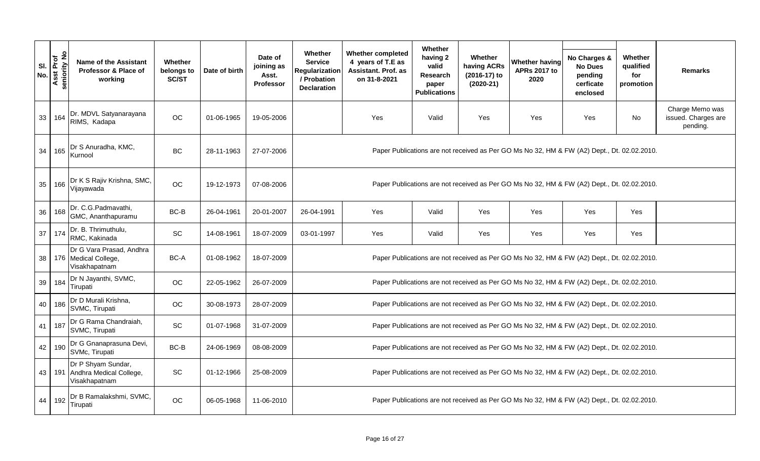| Sl. No. | Asst Prof seniority No | Name of the Assistant Professor & Place of working | Whether belongs to SC/ST | Date of birth | Date of joining as Asst. Professor | Whether Service Regularization / Probation Declaration | Whether completed 4 years of T.E as Assistant. Prof. as on 31-8-2021 | Whether having 2 valid Research paper Publications | Whether having ACRs (2016-17) to (2020-21) | Whether having APRs 2017 to 2020 | No Charges & No Dues pending cerficate enclosed | Whether qualified for promotion | Remarks |
|---|---|---|---|---|---|---|---|---|---|---|---|---|---|
| 33 | 164 | Dr. MDVL Satyanarayana RIMS, Kadapa | OC | 01-06-1965 | 19-05-2006 | | Yes | Valid | Yes | Yes | Yes | No | Charge Memo was issued. Charges are pending. |
| 34 | 165 | Dr S Anuradha, KMC, Kurnool | BC | 28-11-1963 | 27-07-2006 | Paper Publications are not received as Per GO Ms No 32, HM & FW (A2) Dept., Dt. 02.02.2010. | | | | | | | |
| 35 | 166 | Dr K S Rajiv Krishna, SMC, Vijayawada | OC | 19-12-1973 | 07-08-2006 | Paper Publications are not received as Per GO Ms No 32, HM & FW (A2) Dept., Dt. 02.02.2010. | | | | | | | |
| 36 | 168 | Dr. C.G.Padmavathi, GMC, Ananthapuramu | BC-B | 26-04-1961 | 20-01-2007 | 26-04-1991 | Yes | Valid | Yes | Yes | Yes | Yes | |
| 37 | 174 | Dr. B. Thrimuthulu, RMC, Kakinada | SC | 14-08-1961 | 18-07-2009 | 03-01-1997 | Yes | Valid | Yes | Yes | Yes | Yes | |
| 38 | 176 | Dr G Vara Prasad, Andhra Medical College, Visakhapatnam | BC-A | 01-08-1962 | 18-07-2009 | Paper Publications are not received as Per GO Ms No 32, HM & FW (A2) Dept., Dt. 02.02.2010. | | | | | | | |
| 39 | 184 | Dr N Jayanthi, SVMC, Tirupati | OC | 22-05-1962 | 26-07-2009 | Paper Publications are not received as Per GO Ms No 32, HM & FW (A2) Dept., Dt. 02.02.2010. | | | | | | | |
| 40 | 186 | Dr D Murali Krishna, SVMC, Tirupati | OC | 30-08-1973 | 28-07-2009 | Paper Publications are not received as Per GO Ms No 32, HM & FW (A2) Dept., Dt. 02.02.2010. | | | | | | | |
| 41 | 187 | Dr G Rama Chandraiah, SVMC, Tirupati | SC | 01-07-1968 | 31-07-2009 | Paper Publications are not received as Per GO Ms No 32, HM & FW (A2) Dept., Dt. 02.02.2010. | | | | | | | |
| 42 | 190 | Dr G Gnanaprasuna Devi, SVMc, Tirupati | BC-B | 24-06-1969 | 08-08-2009 | Paper Publications are not received as Per GO Ms No 32, HM & FW (A2) Dept., Dt. 02.02.2010. | | | | | | | |
| 43 | 191 | Dr P Shyam Sundar, Andhra Medical College, Visakhapatnam | SC | 01-12-1966 | 25-08-2009 | Paper Publications are not received as Per GO Ms No 32, HM & FW (A2) Dept., Dt. 02.02.2010. | | | | | | | |
| 44 | 192 | Dr B Ramalakshmi, SVMC, Tirupati | OC | 06-05-1968 | 11-06-2010 | Paper Publications are not received as Per GO Ms No 32, HM & FW (A2) Dept., Dt. 02.02.2010. | | | | | | | |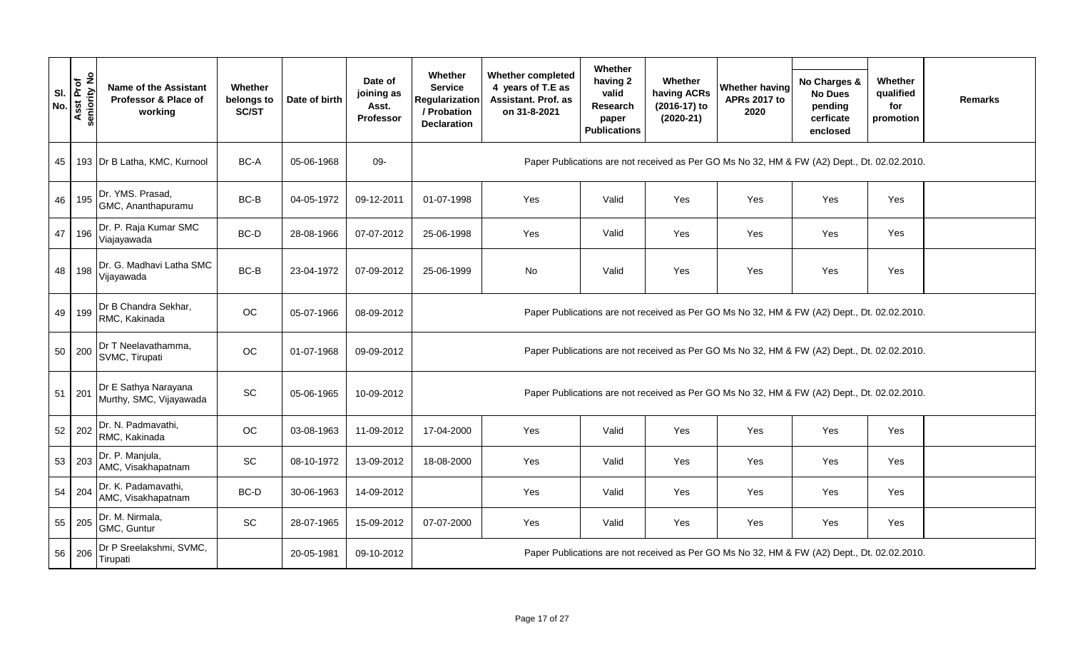| Sl. No. | Asst Prof seniority No | Name of the Assistant Professor & Place of working | Whether belongs to SC/ST | Date of birth | Date of joining as Asst. Professor | Whether Service Regularization / Probation Declaration | Whether completed 4 years of T.E as Assistant. Prof. as on 31-8-2021 | Whether having 2 valid Research paper Publications | Whether having ACRs (2016-17) to (2020-21) | Whether having APRs 2017 to 2020 | No Charges & No Dues pending cerficate enclosed | Whether qualified for promotion | Remarks |
|---|---|---|---|---|---|---|---|---|---|---|---|---|---|
| 45 | 193 | Dr B Latha, KMC, Kurnool | BC-A | 05-06-1968 | 09- | Paper Publications are not received as Per GO Ms No 32, HM & FW (A2) Dept., Dt. 02.02.2010. | | | | | | | |
| 46 | 195 | Dr. YMS. Prasad, GMC, Ananthapuramu | BC-B | 04-05-1972 | 09-12-2011 | 01-07-1998 | Yes | Valid | Yes | Yes | Yes | Yes | |
| 47 | 196 | Dr. P. Raja Kumar SMC Viajayawada | BC-D | 28-08-1966 | 07-07-2012 | 25-06-1998 | Yes | Valid | Yes | Yes | Yes | Yes | |
| 48 | 198 | Dr. G. Madhavi Latha SMC Vijayawada | BC-B | 23-04-1972 | 07-09-2012 | 25-06-1999 | No | Valid | Yes | Yes | Yes | Yes | |
| 49 | 199 | Dr B Chandra Sekhar, RMC, Kakinada | OC | 05-07-1966 | 08-09-2012 | Paper Publications are not received as Per GO Ms No 32, HM & FW (A2) Dept., Dt. 02.02.2010. | | | | | | | |
| 50 | 200 | Dr T Neelavathamma, SVMC, Tirupati | OC | 01-07-1968 | 09-09-2012 | Paper Publications are not received as Per GO Ms No 32, HM & FW (A2) Dept., Dt. 02.02.2010. | | | | | | | |
| 51 | 201 | Dr E Sathya Narayana Murthy, SMC, Vijayawada | SC | 05-06-1965 | 10-09-2012 | Paper Publications are not received as Per GO Ms No 32, HM & FW (A2) Dept., Dt. 02.02.2010. | | | | | | | |
| 52 | 202 | Dr. N. Padmavathi, RMC, Kakinada | OC | 03-08-1963 | 11-09-2012 | 17-04-2000 | Yes | Valid | Yes | Yes | Yes | Yes | |
| 53 | 203 | Dr. P. Manjula, AMC, Visakhapatnam | SC | 08-10-1972 | 13-09-2012 | 18-08-2000 | Yes | Valid | Yes | Yes | Yes | Yes | |
| 54 | 204 | Dr. K. Padamavathi, AMC, Visakhapatnam | BC-D | 30-06-1963 | 14-09-2012 | | Yes | Valid | Yes | Yes | Yes | Yes | |
| 55 | 205 | Dr. M. Nirmala, GMC, Guntur | SC | 28-07-1965 | 15-09-2012 | 07-07-2000 | Yes | Valid | Yes | Yes | Yes | Yes | |
| 56 | 206 | Dr P Sreelakshmi, SVMC, Tirupati | | 20-05-1981 | 09-10-2012 | Paper Publications are not received as Per GO Ms No 32, HM & FW (A2) Dept., Dt. 02.02.2010. | | | | | | | |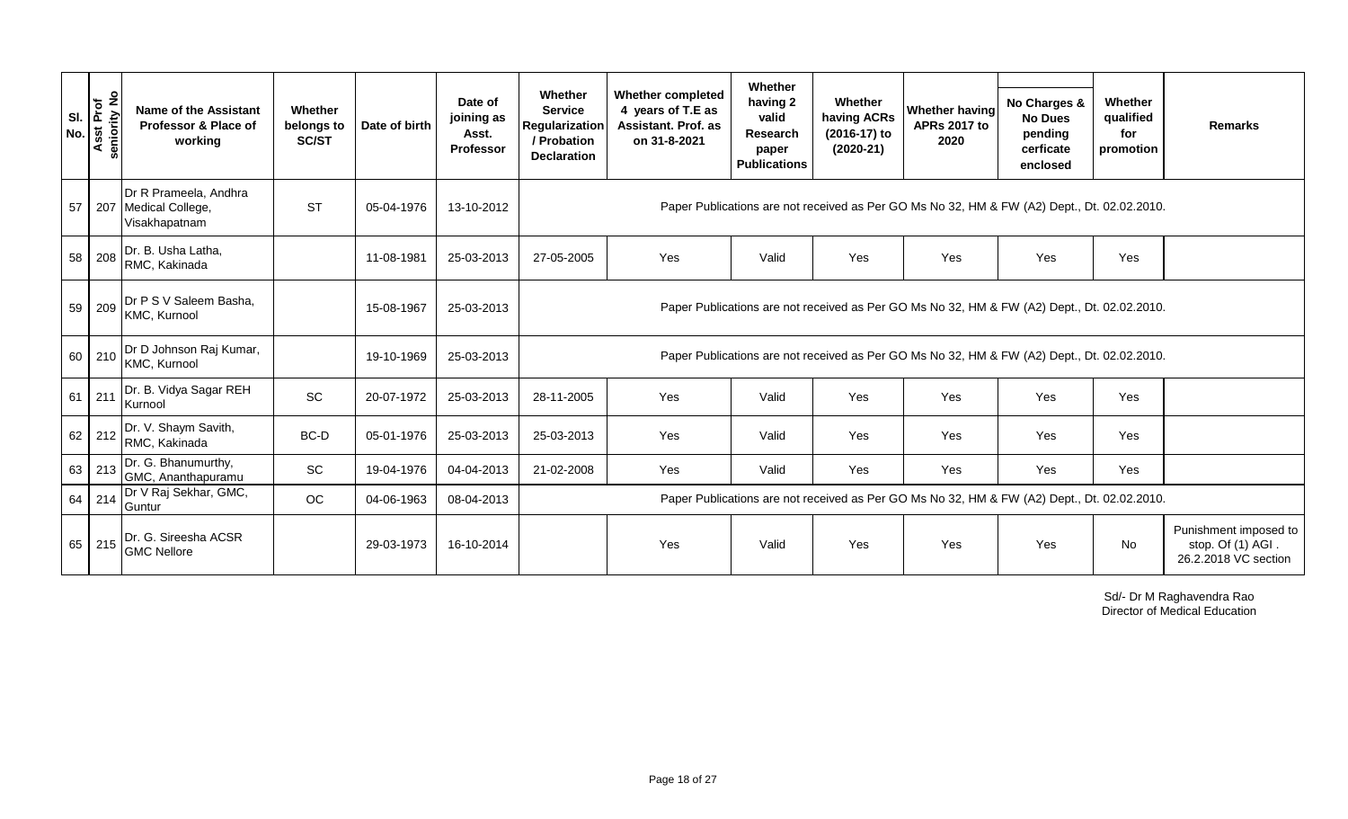| Sl. No. | Asst Prof seniority No | Name of the Assistant Professor & Place of working | Whether belongs to SC/ST | Date of birth | Date of joining as Asst. Professor | Whether Service Regularization / Probation Declaration | Whether completed 4 years of T.E as Assistant. Prof. as on 31-8-2021 | Whether having 2 valid Research paper Publications | Whether having ACRs (2016-17) to (2020-21) | Whether having APRs 2017 to 2020 | No Charges & No Dues pending cerficate enclosed | Whether qualified for promotion | Remarks |
|---|---|---|---|---|---|---|---|---|---|---|---|---|---|
| 57 | 207 | Dr R Prameela, Andhra Medical College, Visakhapatnam | ST | 05-04-1976 | 13-10-2012 | Paper Publications are not received as Per GO Ms No 32, HM & FW (A2) Dept., Dt. 02.02.2010. | | | | | | | |
| 58 | 208 | Dr. B. Usha Latha, RMC, Kakinada | | 11-08-1981 | 25-03-2013 | 27-05-2005 | Yes | Valid | Yes | Yes | Yes | Yes | |
| 59 | 209 | Dr P S V Saleem Basha, KMC, Kurnool | | 15-08-1967 | 25-03-2013 | Paper Publications are not received as Per GO Ms No 32, HM & FW (A2) Dept., Dt. 02.02.2010. | | | | | | | |
| 60 | 210 | Dr D Johnson Raj Kumar, KMC, Kurnool | | 19-10-1969 | 25-03-2013 | Paper Publications are not received as Per GO Ms No 32, HM & FW (A2) Dept., Dt. 02.02.2010. | | | | | | | |
| 61 | 211 | Dr. B. Vidya Sagar REH Kurnool | SC | 20-07-1972 | 25-03-2013 | 28-11-2005 | Yes | Valid | Yes | Yes | Yes | Yes | |
| 62 | 212 | Dr. V. Shaym Savith, RMC, Kakinada | BC-D | 05-01-1976 | 25-03-2013 | 25-03-2013 | Yes | Valid | Yes | Yes | Yes | Yes | |
| 63 | 213 | Dr. G. Bhanumurthy, GMC, Ananthapuramu | SC | 19-04-1976 | 04-04-2013 | 21-02-2008 | Yes | Valid | Yes | Yes | Yes | Yes | |
| 64 | 214 | Dr V Raj Sekhar, GMC, Guntur | OC | 04-06-1963 | 08-04-2013 | Paper Publications are not received as Per GO Ms No 32, HM & FW (A2) Dept., Dt. 02.02.2010. | | | | | | | |
| 65 | 215 | Dr. G. Sireesha ACSR GMC Nellore | | 29-03-1973 | 16-10-2014 | | Yes | Valid | Yes | Yes | Yes | No | Punishment imposed to stop. Of (1) AGI . 26.2.2018 VC section |

Sd/- Dr M Raghavendra Rao
Director of Medical Education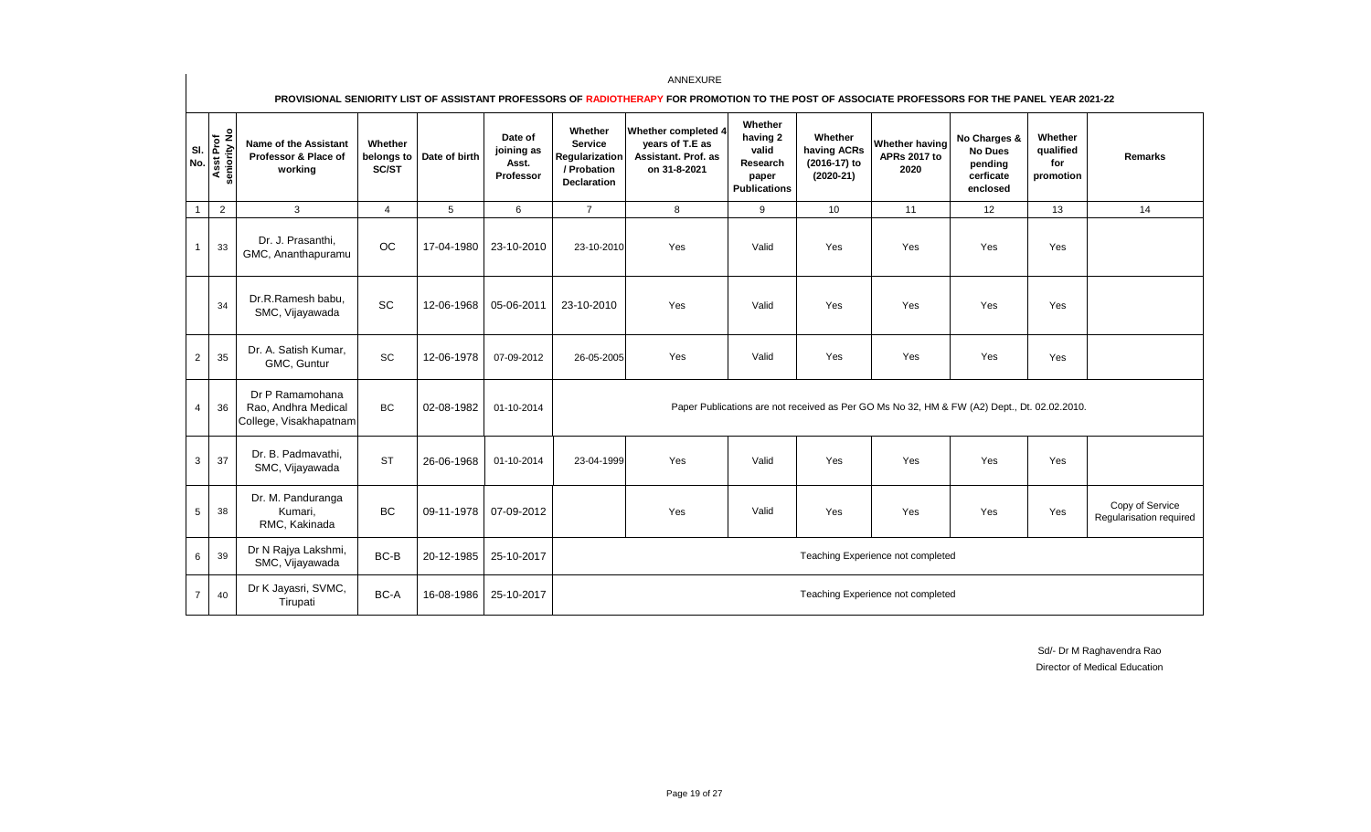ANNEXURE

**PROVISIONAL SENIORITY LIST OF ASSISTANT PROFESSORS OF RADIOTHERAPY FOR PROMOTION TO THE POST OF ASSOCIATE PROFESSORS FOR THE PANEL YEAR 2021-22**

| Sl. No. | Asst Prof seniority No | Name of the Assistant Professor & Place of working | Whether belongs to SC/ST | Date of birth | Date of joining as Asst. Professor | Whether Service Regularization / Probation Declaration | Whether completed 4 years of T.E as Assistant. Prof. as on 31-8-2021 | Whether having 2 valid Research paper Publications | Whether having ACRs (2016-17) to (2020-21) | Whether having APRs 2017 to 2020 | No Charges & No Dues pending cerficate enclosed | Whether qualified for promotion | Remarks |
|---|---|---|---|---|---|---|---|---|---|---|---|---|---|
| 1 | 2 | 3 | 4 | 5 | 6 | 7 | 8 | 9 | 10 | 11 | 12 | 13 | 14 |
| 1 | 33 | Dr. J. Prasanthi, GMC, Ananthapuramu | OC | 17-04-1980 | 23-10-2010 | 23-10-2010 | Yes | Valid | Yes | Yes | Yes | Yes | |
| | 34 | Dr.R.Ramesh babu, SMC, Vijayawada | SC | 12-06-1968 | 05-06-2011 | 23-10-2010 | Yes | Valid | Yes | Yes | Yes | Yes | |
| 2 | 35 | Dr. A. Satish Kumar, GMC, Guntur | SC | 12-06-1978 | 07-09-2012 | 26-05-2005 | Yes | Valid | Yes | Yes | Yes | Yes | |
| 4 | 36 | Dr P Ramamohana Rao, Andhra Medical College, Visakhapatnam | BC | 02-08-1982 | 01-10-2014 | Paper Publications are not received as Per GO Ms No 32, HM & FW (A2) Dept., Dt. 02.02.2010. | | | | | | | |
| 3 | 37 | Dr. B. Padmavathi, SMC, Vijayawada | ST | 26-06-1968 | 01-10-2014 | 23-04-1999 | Yes | Valid | Yes | Yes | Yes | Yes | |
| 5 | 38 | Dr. M. Panduranga Kumari, RMC, Kakinada | BC | 09-11-1978 | 07-09-2012 | | Yes | Valid | Yes | Yes | Yes | Yes | Copy of Service Regularisation required |
| 6 | 39 | Dr N Rajya Lakshmi, SMC, Vijayawada | BC-B | 20-12-1985 | 25-10-2017 | Teaching Experience not completed | | | | | | | |
| 7 | 40 | Dr K Jayasri, SVMC, Tirupati | BC-A | 16-08-1986 | 25-10-2017 | Teaching Experience not completed | | | | | | | |

Sd/- Dr M Raghavendra Rao
Director of Medical Education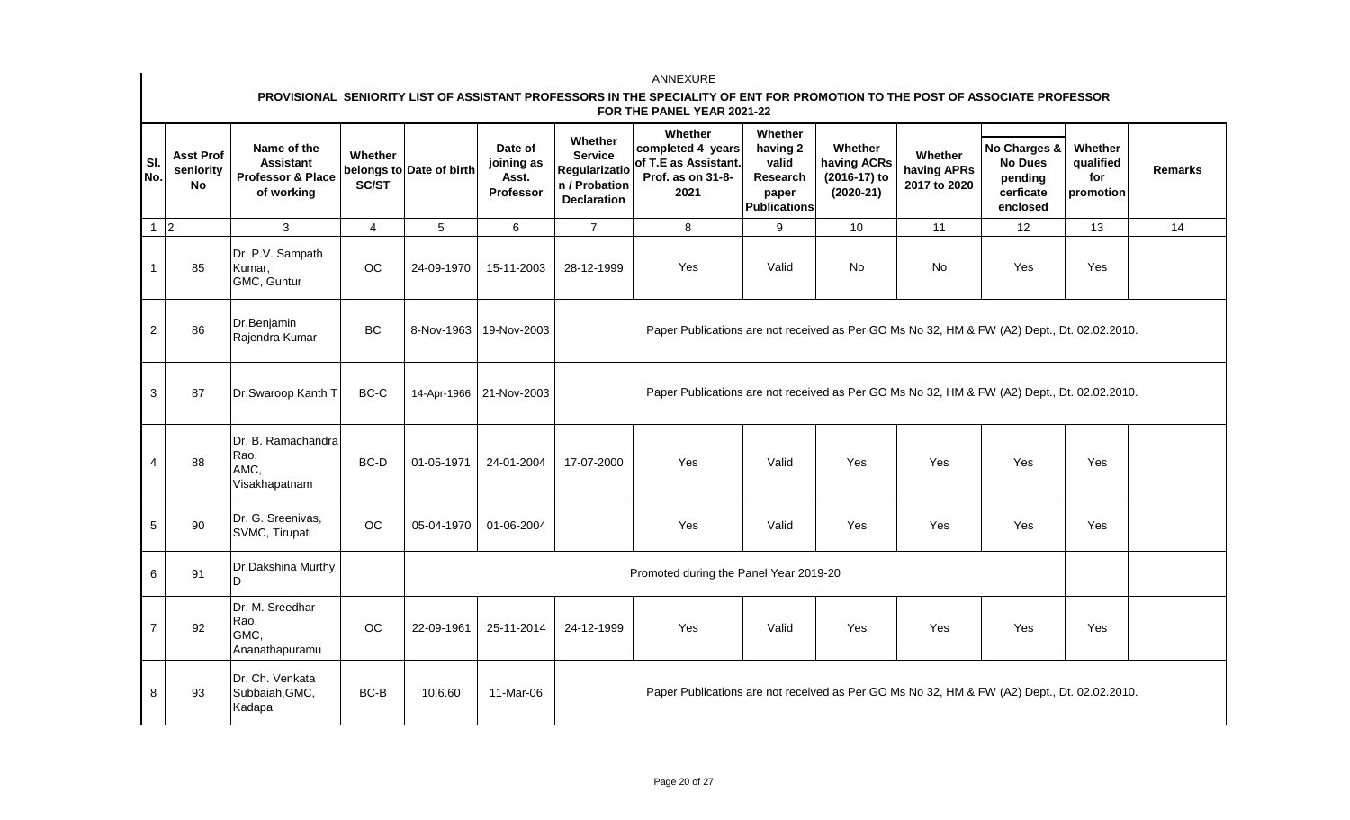ANNEXURE

**PROVISIONAL SENIORITY LIST OF ASSISTANT PROFESSORS IN THE SPECIALITY OF ENT FOR PROMOTION TO THE POST OF ASSOCIATE PROFESSOR FOR THE PANEL YEAR 2021-22**

| Sl. No. | Asst Prof seniority No | Name of the Assistant Professor & Place of working | Whether belongs to SC/ST | Date of birth | Date of joining as Asst. Professor | Whether Service Regularization / Probation Declaration | Whether completed 4 years of T.E as Assistant. Prof. as on 31-8-2021 | Whether having 2 valid Research paper Publications | Whether having ACRs (2016-17) to (2020-21) | Whether having APRs 2017 to 2020 | No Charges & No Dues pending cerficate enclosed | Whether qualified for promotion | Remarks |
|---|---|---|---|---|---|---|---|---|---|---|---|---|---|
| 1 | 2 | 3 | 4 | 5 | 6 | 7 | 8 | 9 | 10 | 11 | 12 | 13 | 14 |
| 1 | 85 | Dr. P.V. Sampath Kumar, GMC, Guntur | OC | 24-09-1970 | 15-11-2003 | 28-12-1999 | Yes | Valid | No | No | Yes | Yes | |
| 2 | 86 | Dr.Benjamin Rajendra Kumar | BC | 8-Nov-1963 | 19-Nov-2003 | Paper Publications are not received as Per GO Ms No 32, HM & FW (A2) Dept., Dt. 02.02.2010. | | | | | | | |
| 3 | 87 | Dr.Swaroop Kanth T | BC-C | 14-Apr-1966 | 21-Nov-2003 | Paper Publications are not received as Per GO Ms No 32, HM & FW (A2) Dept., Dt. 02.02.2010. | | | | | | | |
| 4 | 88 | Dr. B. Ramachandra Rao, AMC, Visakhapatnam | BC-D | 01-05-1971 | 24-01-2004 | 17-07-2000 | Yes | Valid | Yes | Yes | Yes | Yes | |
| 5 | 90 | Dr. G. Sreenivas, SVMC, Tirupati | OC | 05-04-1970 | 01-06-2004 | | Yes | Valid | Yes | Yes | Yes | Yes | |
| 6 | 91 | Dr.Dakshina Murthy D | | Promoted during the Panel Year 2019-20 | | | | | | | | | |
| 7 | 92 | Dr. M. Sreedhar Rao, GMC, Ananathapuramu | OC | 22-09-1961 | 25-11-2014 | 24-12-1999 | Yes | Valid | Yes | Yes | Yes | Yes | |
| 8 | 93 | Dr. Ch. Venkata Subbaiah,GMC, Kadapa | BC-B | 10.6.60 | 11-Mar-06 | Paper Publications are not received as Per GO Ms No 32, HM & FW (A2) Dept., Dt. 02.02.2010. | | | | | | | |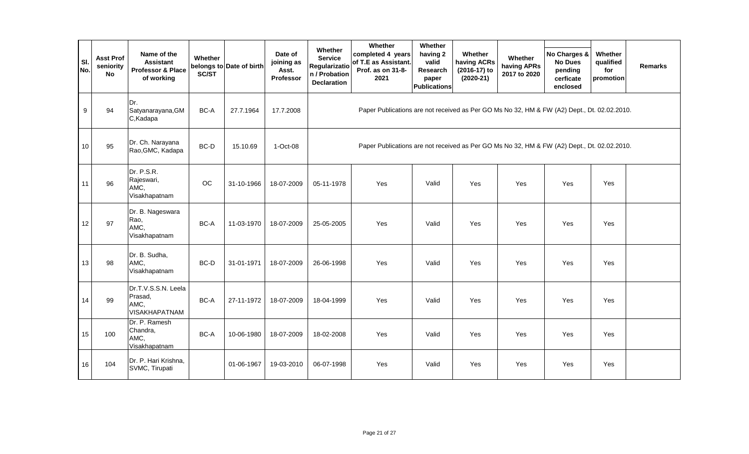| Sl. No. | Asst Prof seniority No | Name of the Assistant Professor & Place of working | Whether belongs to SC/ST | Date of birth | Date of joining as Asst. Professor | Whether Service Regularization / Probation Declaration | Whether completed 4 years of T.E as Assistant. Prof. as on 31-8-2021 | Whether having 2 valid Research paper Publications | Whether having ACRs (2016-17) to (2020-21) | Whether having APRs 2017 to 2020 | No Charges & No Dues pending cerficate enclosed | Whether qualified for promotion | Remarks |
|---|---|---|---|---|---|---|---|---|---|---|---|---|---|
| 9 | 94 | Dr. Satyanarayana,GMC,Kadapa | BC-A | 27.7.1964 | 17.7.2008 | Paper Publications are not received as Per GO Ms No 32, HM & FW (A2) Dept., Dt. 02.02.2010. | | | | | | | |
| 10 | 95 | Dr. Ch. Narayana Rao,GMC, Kadapa | BC-D | 15.10.69 | 1-Oct-08 | Paper Publications are not received as Per GO Ms No 32, HM & FW (A2) Dept., Dt. 02.02.2010. | | | | | | | |
| 11 | 96 | Dr. P.S.R. Rajeswari, AMC, Visakhapatnam | OC | 31-10-1966 | 18-07-2009 | 05-11-1978 | Yes | Valid | Yes | Yes | Yes | Yes | |
| 12 | 97 | Dr. B. Nageswara Rao, AMC, Visakhapatnam | BC-A | 11-03-1970 | 18-07-2009 | 25-05-2005 | Yes | Valid | Yes | Yes | Yes | Yes | |
| 13 | 98 | Dr. B. Sudha, AMC, Visakhapatnam | BC-D | 31-01-1971 | 18-07-2009 | 26-06-1998 | Yes | Valid | Yes | Yes | Yes | Yes | |
| 14 | 99 | Dr.T.V.S.S.N. Leela Prasad, AMC, VISAKHAPATNAM | BC-A | 27-11-1972 | 18-07-2009 | 18-04-1999 | Yes | Valid | Yes | Yes | Yes | Yes | |
| 15 | 100 | Dr. P. Ramesh Chandra, AMC, Visakhapatnam | BC-A | 10-06-1980 | 18-07-2009 | 18-02-2008 | Yes | Valid | Yes | Yes | Yes | Yes | |
| 16 | 104 | Dr. P. Hari Krishna, SVMC, Tirupati | | 01-06-1967 | 19-03-2010 | 06-07-1998 | Yes | Valid | Yes | Yes | Yes | Yes | |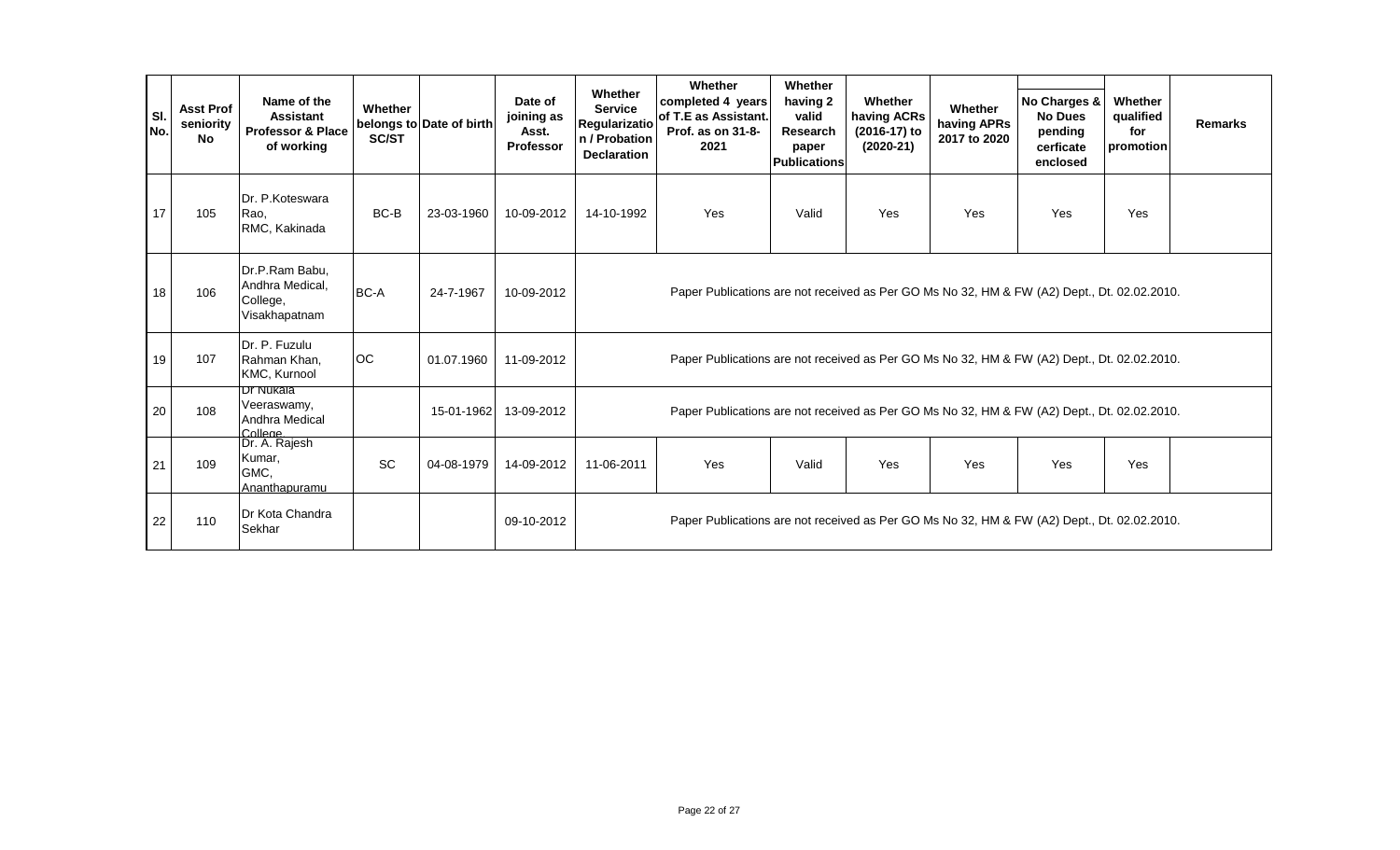| Sl. No. | Asst Prof seniority No | Name of the Assistant Professor & Place of working | Whether belongs to SC/ST | Date of birth | Date of joining as Asst. Professor | Whether Service Regularization / Probation Declaration | Whether completed 4 years of T.E as Assistant. Prof. as on 31-8-2021 | Whether having 2 valid Research paper Publications | Whether having ACRs (2016-17) to (2020-21) | Whether having APRs 2017 to 2020 | No Charges & No Dues pending cerficate enclosed | Whether qualified for promotion | Remarks |
|---|---|---|---|---|---|---|---|---|---|---|---|---|---|
| 17 | 105 | Dr. P.Koteswara Rao, RMC, Kakinada | BC-B | 23-03-1960 | 10-09-2012 | 14-10-1992 | Yes | Valid | Yes | Yes | Yes | Yes | |
| 18 | 106 | Dr.P.Ram Babu, Andhra Medical, College, Visakhapatnam | BC-A | 24-7-1967 | 10-09-2012 | Paper Publications are not received as Per GO Ms No 32, HM & FW (A2) Dept., Dt. 02.02.2010. | | | | | | | |
| 19 | 107 | Dr. P. Fuzulu Rahman Khan, KMC, Kurnool | OC | 01.07.1960 | 11-09-2012 | Paper Publications are not received as Per GO Ms No 32, HM & FW (A2) Dept., Dt. 02.02.2010. | | | | | | | |
| 20 | 108 | Dr Nukala Veeraswamy, Andhra Medical College | | 15-01-1962 | 13-09-2012 | Paper Publications are not received as Per GO Ms No 32, HM & FW (A2) Dept., Dt. 02.02.2010. | | | | | | | |
| 21 | 109 | Dr. A. Rajesh Kumar, GMC, Ananthapuramu | SC | 04-08-1979 | 14-09-2012 | 11-06-2011 | Yes | Valid | Yes | Yes | Yes | Yes | |
| 22 | 110 | Dr Kota Chandra Sekhar | | | 09-10-2012 | Paper Publications are not received as Per GO Ms No 32, HM & FW (A2) Dept., Dt. 02.02.2010. | | | | | | | |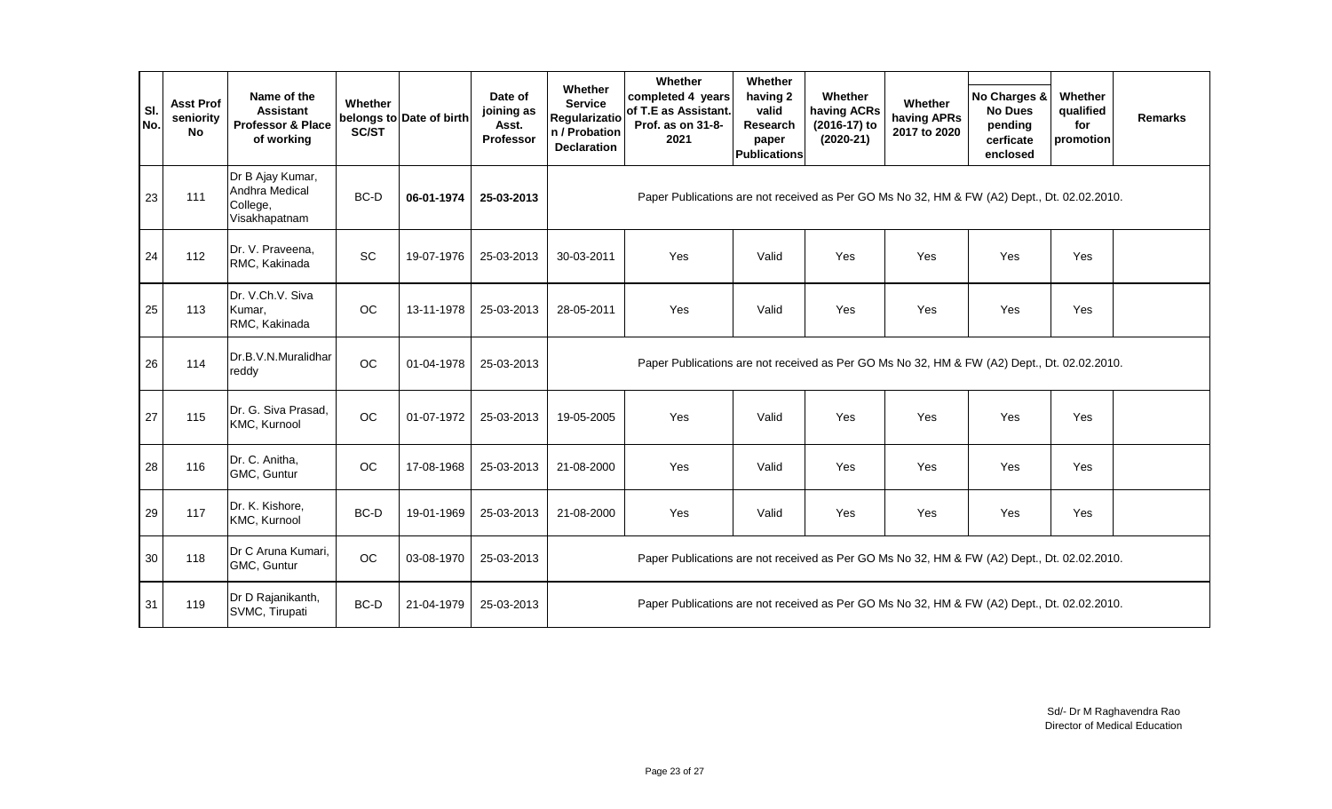| Sl. No. | Asst Prof seniority No | Name of the Assistant Professor & Place of working | Whether belongs to SC/ST | Date of birth | Date of joining as Asst. Professor | Whether Service Regularization / Probation Declaration | Whether completed 4 years of T.E as Assistant. Prof. as on 31-8-2021 | Whether having 2 valid Research paper Publications | Whether having ACRs (2016-17) to (2020-21) | Whether having APRs 2017 to 2020 | No Charges & No Dues pending cerficate enclosed | Whether qualified for promotion | Remarks |
|---|---|---|---|---|---|---|---|---|---|---|---|---|---|
| 23 | 111 | Dr B Ajay Kumar, Andhra Medical College, Visakhapatnam | BC-D | **06-01-1974** | **25-03-2013** | Paper Publications are not received as Per GO Ms No 32, HM & FW (A2) Dept., Dt. 02.02.2010. | | | | | | | |
| 24 | 112 | Dr. V. Praveena, RMC, Kakinada | SC | 19-07-1976 | 25-03-2013 | 30-03-2011 | Yes | Valid | Yes | Yes | Yes | Yes | |
| 25 | 113 | Dr. V.Ch.V. Siva Kumar, RMC, Kakinada | OC | 13-11-1978 | 25-03-2013 | 28-05-2011 | Yes | Valid | Yes | Yes | Yes | Yes | |
| 26 | 114 | Dr.B.V.N.Muralidhar reddy | OC | 01-04-1978 | 25-03-2013 | Paper Publications are not received as Per GO Ms No 32, HM & FW (A2) Dept., Dt. 02.02.2010. | | | | | | | |
| 27 | 115 | Dr. G. Siva Prasad, KMC, Kurnool | OC | 01-07-1972 | 25-03-2013 | 19-05-2005 | Yes | Valid | Yes | Yes | Yes | Yes | |
| 28 | 116 | Dr. C. Anitha, GMC, Guntur | OC | 17-08-1968 | 25-03-2013 | 21-08-2000 | Yes | Valid | Yes | Yes | Yes | Yes | |
| 29 | 117 | Dr. K. Kishore, KMC, Kurnool | BC-D | 19-01-1969 | 25-03-2013 | 21-08-2000 | Yes | Valid | Yes | Yes | Yes | Yes | |
| 30 | 118 | Dr C Aruna Kumari, GMC, Guntur | OC | 03-08-1970 | 25-03-2013 | Paper Publications are not received as Per GO Ms No 32, HM & FW (A2) Dept., Dt. 02.02.2010. | | | | | | | |
| 31 | 119 | Dr D Rajanikanth, SVMC, Tirupati | BC-D | 21-04-1979 | 25-03-2013 | Paper Publications are not received as Per GO Ms No 32, HM & FW (A2) Dept., Dt. 02.02.2010. | | | | | | | |

Sd/- Dr M Raghavendra Rao
Director of Medical Education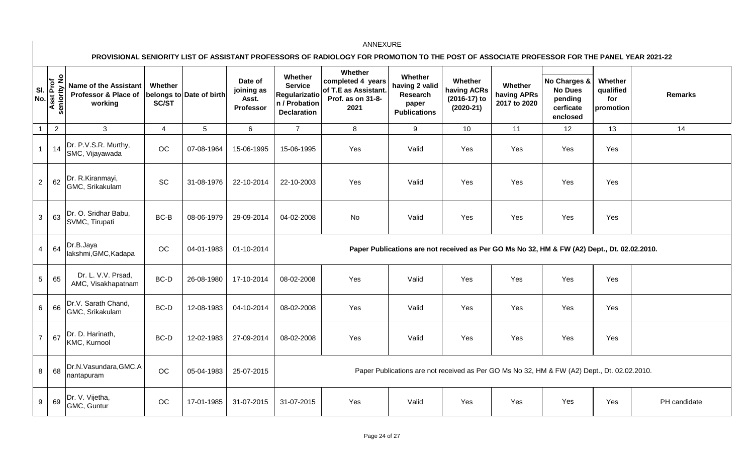ANNEXURE

## PROVISIONAL SENIORITY LIST OF ASSISTANT PROFESSORS OF RADIOLOGY FOR PROMOTION TO THE POST OF ASSOCIATE PROFESSOR FOR THE PANEL YEAR 2021-22

| Sl. No. | Asst Prof seniority No | Name of the Assistant Professor & Place of working | Whether belongs to SC/ST | Date of birth | Date of joining as Asst. Professor | Whether Service Regularization / Probation Declaration | Whether completed 4 years of T.E as Assistant. Prof. as on 31-8-2021 | Whether having 2 valid Research paper Publications | Whether having ACRs (2016-17) to (2020-21) | Whether having APRs 2017 to 2020 | No Charges & No Dues pending cerficate enclosed | Whether qualified for promotion | Remarks |
|---|---|---|---|---|---|---|---|---|---|---|---|---|---|
| 1 | 2 | 3 | 4 | 5 | 6 | 7 | 8 | 9 | 10 | 11 | 12 | 13 | 14 |
| 1 | 14 | Dr. P.V.S.R. Murthy, SMC, Vijayawada | OC | 07-08-1964 | 15-06-1995 | 15-06-1995 | Yes | Valid | Yes | Yes | Yes | Yes | |
| 2 | 62 | Dr. R.Kiranmayi, GMC, Srikakulam | SC | 31-08-1976 | 22-10-2014 | 22-10-2003 | Yes | Valid | Yes | Yes | Yes | Yes | |
| 3 | 63 | Dr. O. Sridhar Babu, SVMC, Tirupati | BC-B | 08-06-1979 | 29-09-2014 | 04-02-2008 | No | Valid | Yes | Yes | Yes | Yes | |
| 4 | 64 | Dr.B.Jaya lakshmi,GMC,Kadapa | OC | 04-01-1983 | 01-10-2014 | **Paper Publications are not received as Per GO Ms No 32, HM & FW (A2) Dept., Dt. 02.02.2010.** | | | | | | | |
| 5 | 65 | Dr. L. V.V. Prsad, AMC, Visakhapatnam | BC-D | 26-08-1980 | 17-10-2014 | 08-02-2008 | Yes | Valid | Yes | Yes | Yes | Yes | |
| 6 | 66 | Dr.V. Sarath Chand, GMC, Srikakulam | BC-D | 12-08-1983 | 04-10-2014 | 08-02-2008 | Yes | Valid | Yes | Yes | Yes | Yes | |
| 7 | 67 | Dr. D. Harinath, KMC, Kurnool | BC-D | 12-02-1983 | 27-09-2014 | 08-02-2008 | Yes | Valid | Yes | Yes | Yes | Yes | |
| 8 | 68 | Dr.N.Vasundara,GMC.Anantapuram | OC | 05-04-1983 | 25-07-2015 | Paper Publications are not received as Per GO Ms No 32, HM & FW (A2) Dept., Dt. 02.02.2010. | | | | | | | |
| 9 | 69 | Dr. V. Vijetha, GMC, Guntur | OC | 17-01-1985 | 31-07-2015 | 31-07-2015 | Yes | Valid | Yes | Yes | Yes | Yes | PH candidate |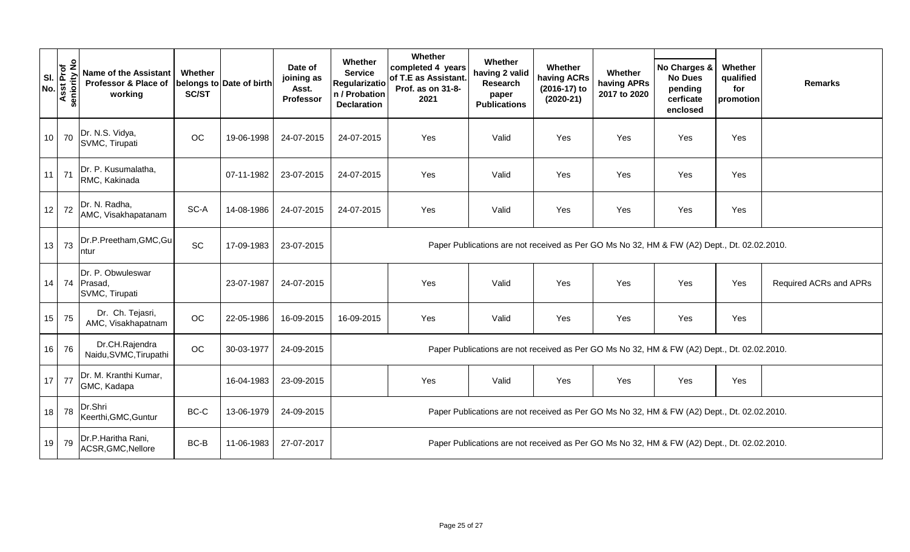| Sl. No. | Asst Prof seniority No | Name of the Assistant Professor & Place of working | Whether belongs to SC/ST | Date of birth | Date of joining as Asst. Professor | Whether Service Regularization / Probation Declaration | Whether completed 4 years of T.E as Assistant. Prof. as on 31-8-2021 | Whether having 2 valid Research paper Publications | Whether having ACRs (2016-17) to (2020-21) | Whether having APRs 2017 to 2020 | No Charges & No Dues pending cerficate enclosed | Whether qualified for promotion | Remarks |
|---|---|---|---|---|---|---|---|---|---|---|---|---|---|
| 10 | 70 | Dr. N.S. Vidya, SVMC, Tirupati | OC | 19-06-1998 | 24-07-2015 | 24-07-2015 | Yes | Valid | Yes | Yes | Yes | Yes | |
| 11 | 71 | Dr. P. Kusumalatha, RMC, Kakinada | | 07-11-1982 | 23-07-2015 | 24-07-2015 | Yes | Valid | Yes | Yes | Yes | Yes | |
| 12 | 72 | Dr. N. Radha, AMC, Visakhapatanam | SC-A | 14-08-1986 | 24-07-2015 | 24-07-2015 | Yes | Valid | Yes | Yes | Yes | Yes | |
| 13 | 73 | Dr.P.Preetham,GMC,Guntur | SC | 17-09-1983 | 23-07-2015 | Paper Publications are not received as Per GO Ms No 32, HM & FW (A2) Dept., Dt. 02.02.2010. | | | | | | | |
| 14 | 74 | Dr. P. Obwuleswar Prasad, SVMC, Tirupati | | 23-07-1987 | 24-07-2015 | | Yes | Valid | Yes | Yes | Yes | Yes | Required ACRs and APRs |
| 15 | 75 | Dr. Ch. Tejasri, AMC, Visakhapatnam | OC | 22-05-1986 | 16-09-2015 | 16-09-2015 | Yes | Valid | Yes | Yes | Yes | Yes | |
| 16 | 76 | Dr.CH.Rajendra Naidu,SVMC,Tirupathi | OC | 30-03-1977 | 24-09-2015 | Paper Publications are not received as Per GO Ms No 32, HM & FW (A2) Dept., Dt. 02.02.2010. | | | | | | | |
| 17 | 77 | Dr. M. Kranthi Kumar, GMC, Kadapa | | 16-04-1983 | 23-09-2015 | | Yes | Valid | Yes | Yes | Yes | Yes | |
| 18 | 78 | Dr.Shri Keerthi,GMC,Guntur | BC-C | 13-06-1979 | 24-09-2015 | Paper Publications are not received as Per GO Ms No 32, HM & FW (A2) Dept., Dt. 02.02.2010. | | | | | | | |
| 19 | 79 | Dr.P.Haritha Rani, ACSR,GMC,Nellore | BC-B | 11-06-1983 | 27-07-2017 | Paper Publications are not received as Per GO Ms No 32, HM & FW (A2) Dept., Dt. 02.02.2010. | | | | | | | |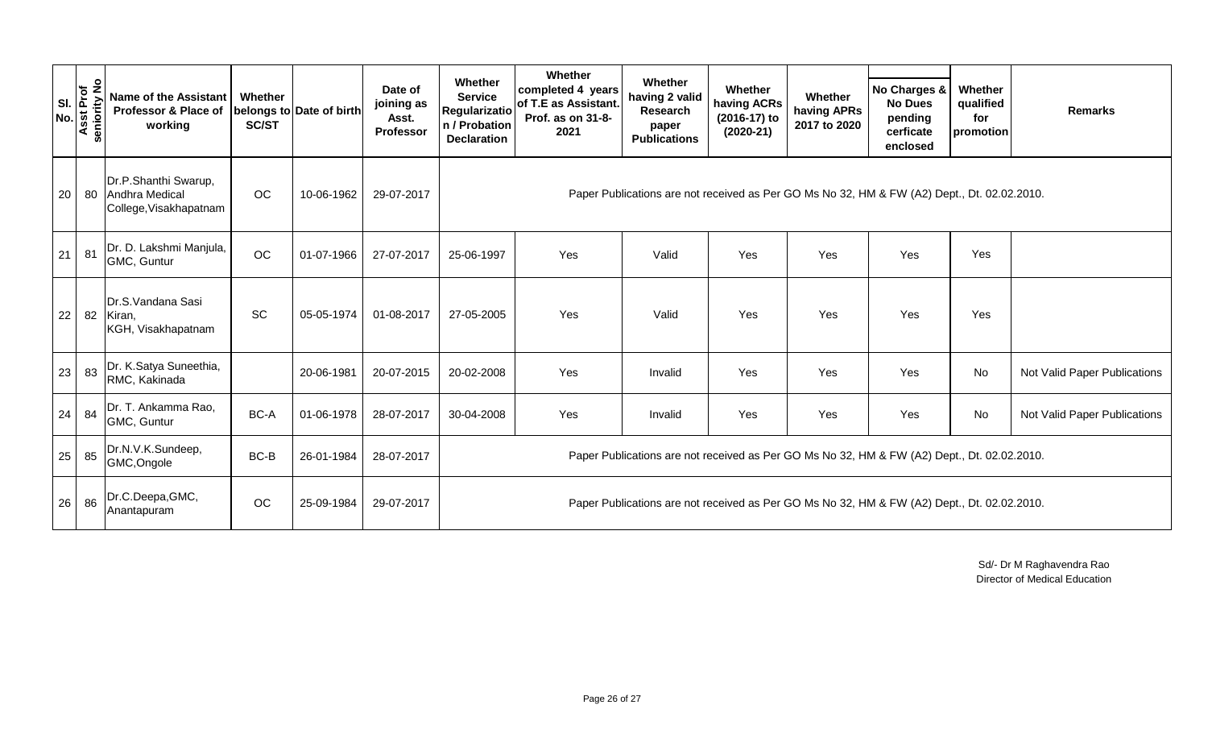| Sl. No. | Asst Prof seniority No | Name of the Assistant Professor & Place of working | Whether belongs to SC/ST | Date of birth | Date of joining as Asst. Professor | Whether Service Regularization / Probation Declaration | Whether completed 4 years of T.E as Assistant. Prof. as on 31-8-2021 | Whether having 2 valid Research paper Publications | Whether having ACRs (2016-17) to (2020-21) | Whether having APRs 2017 to 2020 | No Charges & No Dues pending cerficate enclosed | Whether qualified for promotion | Remarks |
|---|---|---|---|---|---|---|---|---|---|---|---|---|---|
| 20 | 80 | Dr.P.Shanthi Swarup, Andhra Medical College,Visakhapatnam | OC | 10-06-1962 | 29-07-2017 | Paper Publications are not received as Per GO Ms No 32, HM & FW (A2) Dept., Dt. 02.02.2010. | | | | | | | |
| 21 | 81 | Dr. D. Lakshmi Manjula, GMC, Guntur | OC | 01-07-1966 | 27-07-2017 | 25-06-1997 | Yes | Valid | Yes | Yes | Yes | Yes | |
| 22 | 82 | Dr.S.Vandana Sasi Kiran, KGH, Visakhapatnam | SC | 05-05-1974 | 01-08-2017 | 27-05-2005 | Yes | Valid | Yes | Yes | Yes | Yes | |
| 23 | 83 | Dr. K.Satya Suneethia, RMC, Kakinada | | 20-06-1981 | 20-07-2015 | 20-02-2008 | Yes | Invalid | Yes | Yes | Yes | No | Not Valid Paper Publications |
| 24 | 84 | Dr. T. Ankamma Rao, GMC, Guntur | BC-A | 01-06-1978 | 28-07-2017 | 30-04-2008 | Yes | Invalid | Yes | Yes | Yes | No | Not Valid Paper Publications |
| 25 | 85 | Dr.N.V.K.Sundeep, GMC,Ongole | BC-B | 26-01-1984 | 28-07-2017 | Paper Publications are not received as Per GO Ms No 32, HM & FW (A2) Dept., Dt. 02.02.2010. | | | | | | | |
| 26 | 86 | Dr.C.Deepa,GMC, Anantapuram | OC | 25-09-1984 | 29-07-2017 | Paper Publications are not received as Per GO Ms No 32, HM & FW (A2) Dept., Dt. 02.02.2010. | | | | | | | |

Sd/- Dr M Raghavendra Rao
Director of Medical Education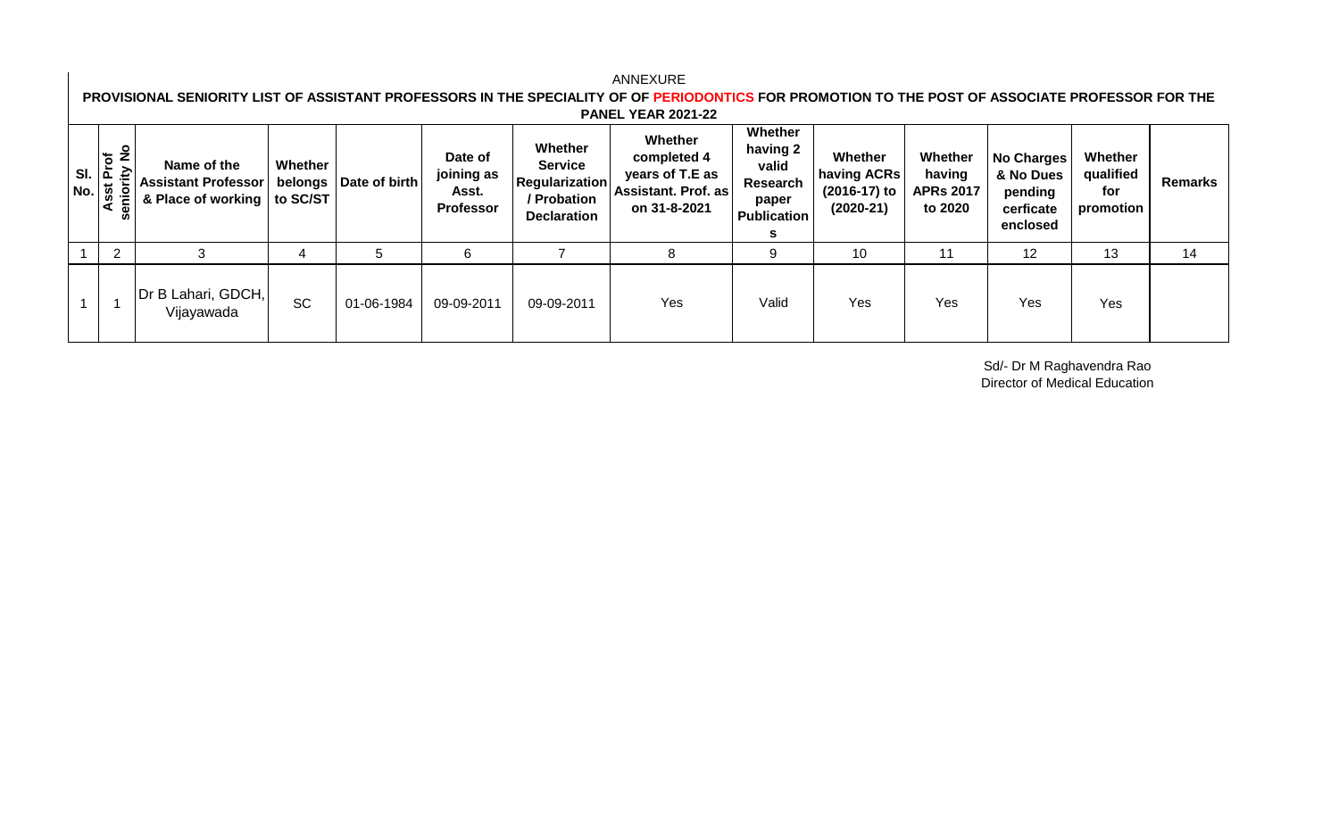ANNEXURE

**PROVISIONAL SENIORITY LIST OF ASSISTANT PROFESSORS IN THE SPECIALITY OF OF PERIODONTICS FOR PROMOTION TO THE POST OF ASSOCIATE PROFESSOR FOR THE PANEL YEAR 2021-22**

| Sl. No. | Asst Prof seniority No | Name of the Assistant Professor & Place of working | Whether belongs to SC/ST | Date of birth | Date of joining as Asst. Professor | Whether Service Regularization / Probation Declaration | Whether completed 4 years of T.E as Assistant. Prof. as on 31-8-2021 | Whether having 2 valid Research paper Publications | Whether having ACRs (2016-17) to (2020-21) | Whether having APRs 2017 to 2020 | No Charges & No Dues pending cerficate enclosed | Whether qualified for promotion | Remarks |
|---|---|---|---|---|---|---|---|---|---|---|---|---|---|
| 1 | 2 | 3 | 4 | 5 | 6 | 7 | 8 | 9 | 10 | 11 | 12 | 13 | 14 |
| 1 | 1 | Dr B Lahari, GDCH, Vijayawada | SC | 01-06-1984 | 09-09-2011 | 09-09-2011 | Yes | Valid | Yes | Yes | Yes | Yes | |

Sd/- Dr M Raghavendra Rao
Director of Medical Education